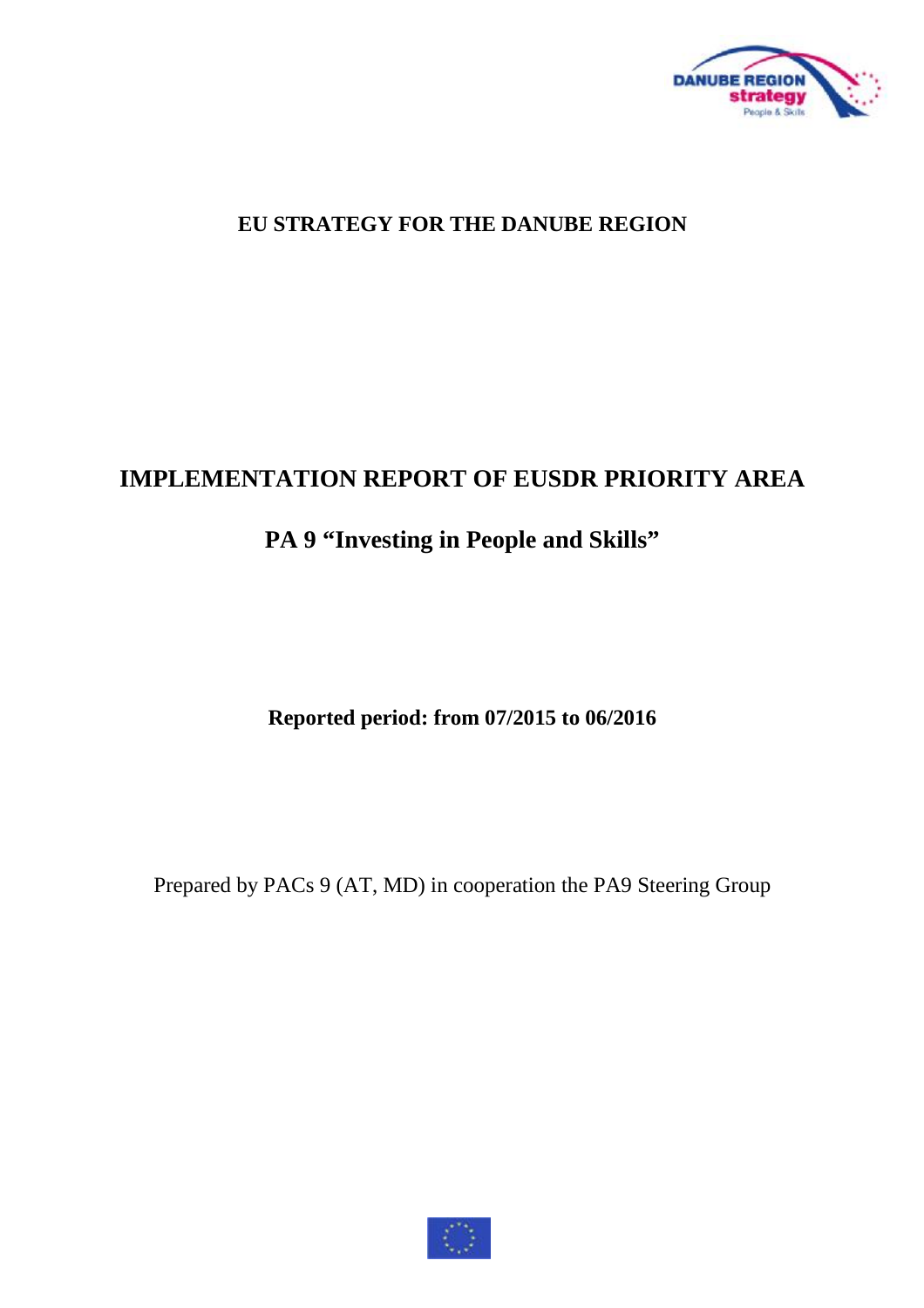**EU STRATEGY FOR THE DANUBE REGION**

# IMPLEMENTATION REPORT OF EUSDR PRIORITY AREA

## PA 9 "Investing in People and Skills"

**Reported period: from 07/2015 to 06/2016**

Prepared by PACs 9 (AT, MD) in cooperation the PA9 Steering Group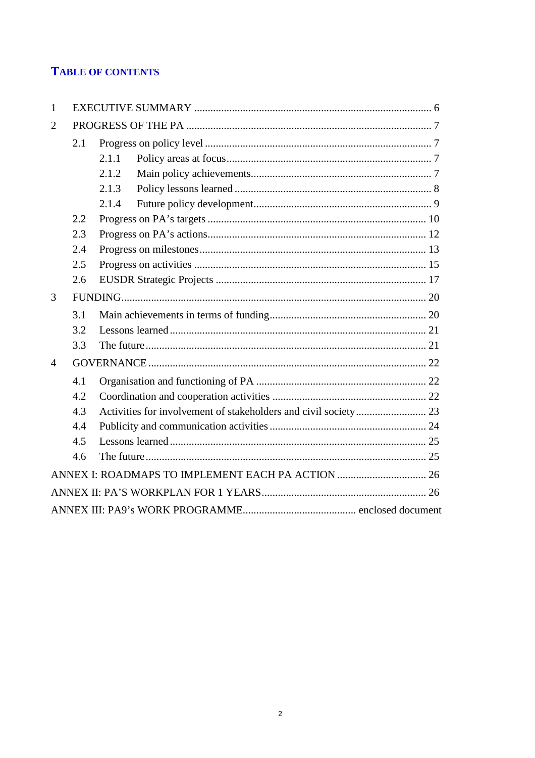## TABLE OF CONTENTS

1 EXECUTIVE SUMMARY ....................................................................................... 6

2 PROGRESS OF THE PA ......................................................................................... 7

- 2.1 Progress on policy level ...................................................................................... 7
  - 2.1.1 Policy areas at focus ................................................................................. 7
  - 2.1.2 Main policy achievements......................................................................... 7
  - 2.1.3 Policy lessons learned ............................................................................... 8
  - 2.1.4 Future policy development......................................................................... 9
- 2.2 Progress on PA's targets ..................................................................................... 10
- 2.3 Progress on PA's actions..................................................................................... 12
- 2.4 Progress on milestones........................................................................................ 13
- 2.5 Progress on activities .......................................................................................... 15
- 2.6 EUSDR Strategic Projects .................................................................................. 17

3 FUNDING.................................................................................................................. 20

- 3.1 Main achievements in terms of funding.............................................................. 20
- 3.2 Lessons learned ................................................................................................... 21
- 3.3 The future ........................................................................................................... 21

4 GOVERNANCE .......................................................................................................... 22

- 4.1 Organisation and functioning of PA .................................................................. 22
- 4.2 Coordination and cooperation activities ............................................................ 22
- 4.3 Activities for involvement of stakeholders and civil society.............................. 23
- 4.4 Publicity and communication activities ............................................................. 24
- 4.5 Lessons learned ................................................................................................... 25
- 4.6 The future ........................................................................................................... 25

ANNEX I: ROADMAPS TO IMPLEMENT EACH PA ACTION ................................ 26

ANNEX II: PA'S WORKPLAN FOR 1 YEARS............................................................ 26

ANNEX III: PA9's WORK PROGRAMME.......................................... enclosed document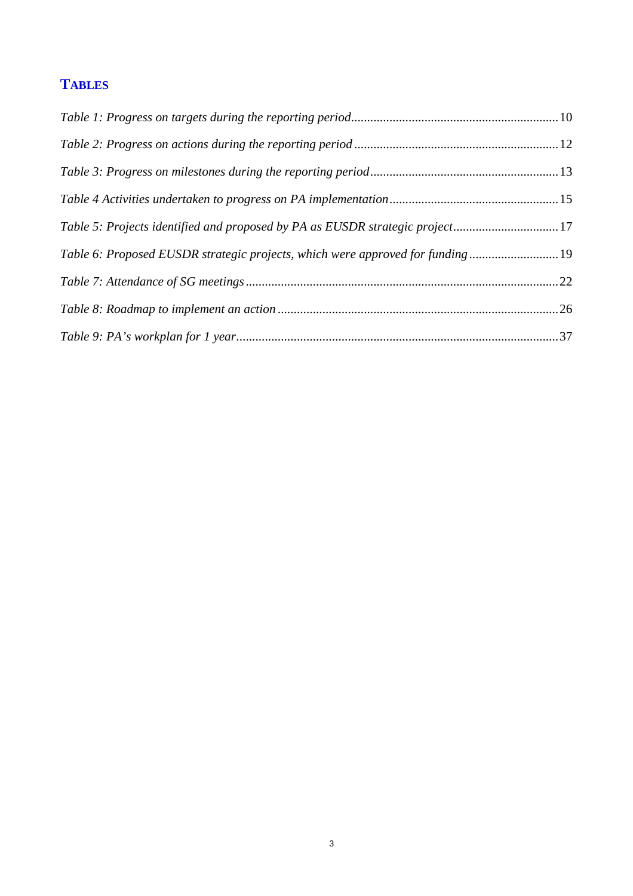## TABLES

*Table 1: Progress on targets during the reporting period* ... 10

*Table 2: Progress on actions during the reporting period* ... 12

*Table 3: Progress on milestones during the reporting period* ... 13

*Table 4 Activities undertaken to progress on PA implementation* ... 15

*Table 5: Projects identified and proposed by PA as EUSDR strategic project* ... 17

*Table 6: Proposed EUSDR strategic projects, which were approved for funding* ... 19

*Table 7: Attendance of SG meetings* ... 22

*Table 8: Roadmap to implement an action* ... 26

*Table 9: PA's workplan for 1 year* ... 37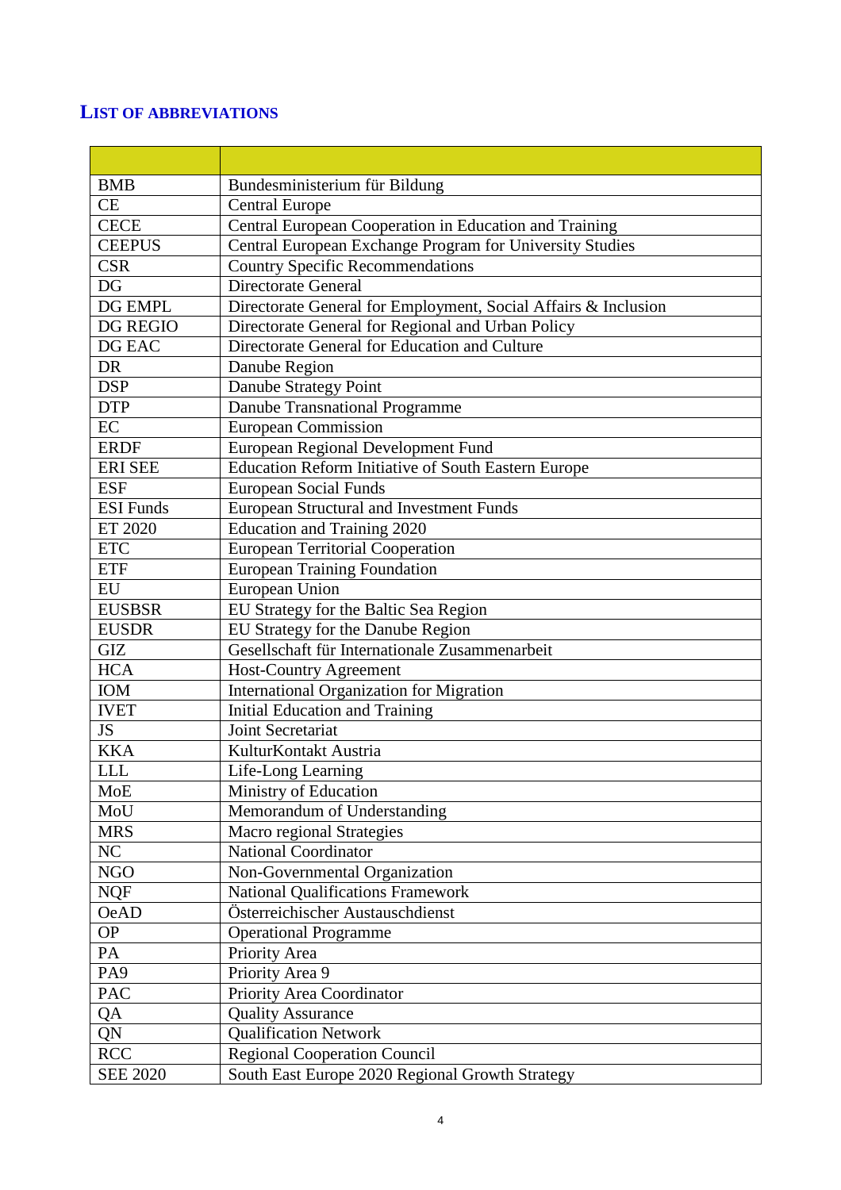## List of Abbreviations

| | |
|---|---|
| BMB | Bundesministerium für Bildung |
| CE | Central Europe |
| CECE | Central European Cooperation in Education and Training |
| CEEPUS | Central European Exchange Program for University Studies |
| CSR | Country Specific Recommendations |
| DG | Directorate General |
| DG EMPL | Directorate General for Employment, Social Affairs & Inclusion |
| DG REGIO | Directorate General for Regional and Urban Policy |
| DG EAC | Directorate General for Education and Culture |
| DR | Danube Region |
| DSP | Danube Strategy Point |
| DTP | Danube Transnational Programme |
| EC | European Commission |
| ERDF | European Regional Development Fund |
| ERI SEE | Education Reform Initiative of South Eastern Europe |
| ESF | European Social Funds |
| ESI Funds | European Structural and Investment Funds |
| ET 2020 | Education and Training 2020 |
| ETC | European Territorial Cooperation |
| ETF | European Training Foundation |
| EU | European Union |
| EUSBSR | EU Strategy for the Baltic Sea Region |
| EUSDR | EU Strategy for the Danube Region |
| GIZ | Gesellschaft für Internationale Zusammenarbeit |
| HCA | Host-Country Agreement |
| IOM | International Organization for Migration |
| IVET | Initial Education and Training |
| JS | Joint Secretariat |
| KKA | KulturKontakt Austria |
| LLL | Life-Long Learning |
| MoE | Ministry of Education |
| MoU | Memorandum of Understanding |
| MRS | Macro regional Strategies |
| NC | National Coordinator |
| NGO | Non-Governmental Organization |
| NQF | National Qualifications Framework |
| OeAD | Österreichischer Austauschdienst |
| OP | Operational Programme |
| PA | Priority Area |
| PA9 | Priority Area 9 |
| PAC | Priority Area Coordinator |
| QA | Quality Assurance |
| QN | Qualification Network |
| RCC | Regional Cooperation Council |
| SEE 2020 | South East Europe 2020 Regional Growth Strategy |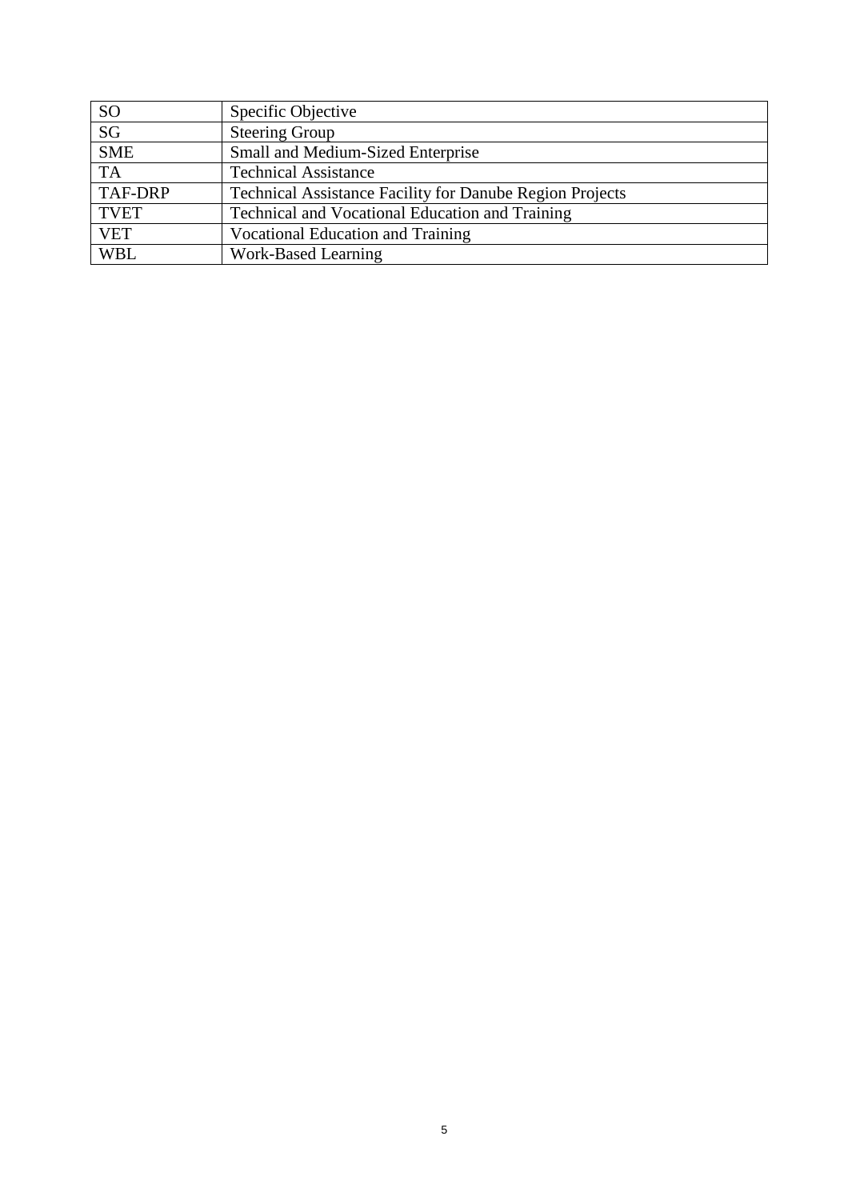| SO | Specific Objective |
|---|---|
| SG | Steering Group |
| SME | Small and Medium-Sized Enterprise |
| TA | Technical Assistance |
| TAF-DRP | Technical Assistance Facility for Danube Region Projects |
| TVET | Technical and Vocational Education and Training |
| VET | Vocational Education and Training |
| WBL | Work-Based Learning |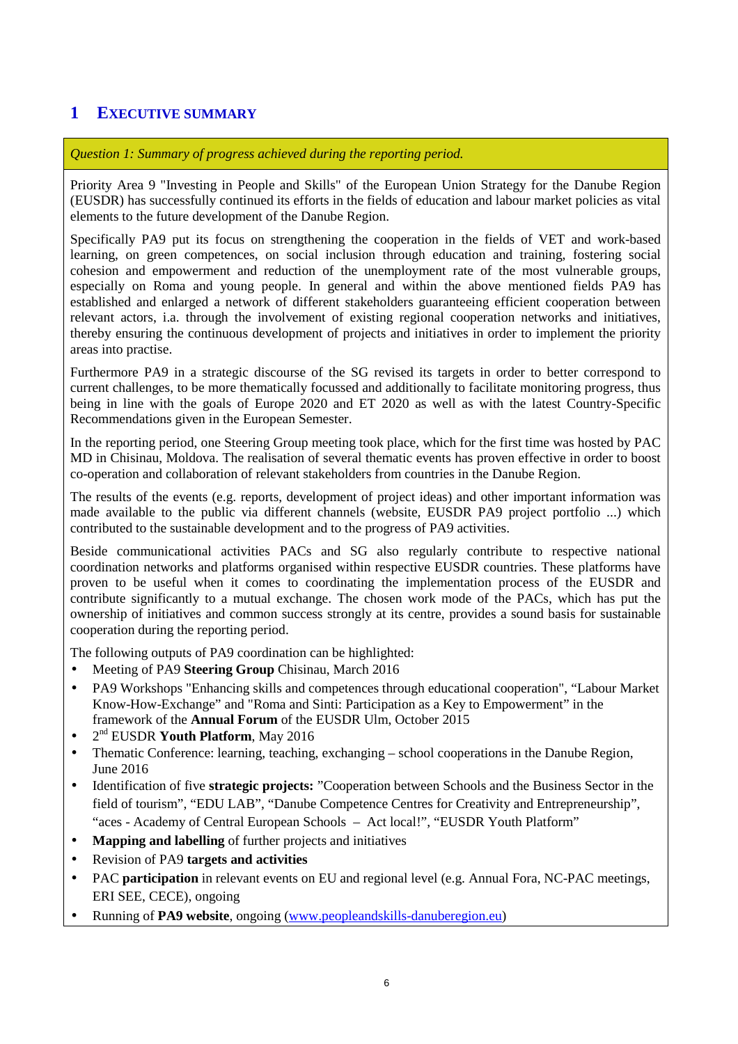# 1 EXECUTIVE SUMMARY

*Question 1: Summary of progress achieved during the reporting period.*

Priority Area 9 "Investing in People and Skills" of the European Union Strategy for the Danube Region (EUSDR) has successfully continued its efforts in the fields of education and labour market policies as vital elements to the future development of the Danube Region.

Specifically PA9 put its focus on strengthening the cooperation in the fields of VET and work-based learning, on green competences, on social inclusion through education and training, fostering social cohesion and empowerment and reduction of the unemployment rate of the most vulnerable groups, especially on Roma and young people. In general and within the above mentioned fields PA9 has established and enlarged a network of different stakeholders guaranteeing efficient cooperation between relevant actors, i.a. through the involvement of existing regional cooperation networks and initiatives, thereby ensuring the continuous development of projects and initiatives in order to implement the priority areas into practise.

Furthermore PA9 in a strategic discourse of the SG revised its targets in order to better correspond to current challenges, to be more thematically focussed and additionally to facilitate monitoring progress, thus being in line with the goals of Europe 2020 and ET 2020 as well as with the latest Country-Specific Recommendations given in the European Semester.

In the reporting period, one Steering Group meeting took place, which for the first time was hosted by PAC MD in Chisinau, Moldova. The realisation of several thematic events has proven effective in order to boost co-operation and collaboration of relevant stakeholders from countries in the Danube Region.

The results of the events (e.g. reports, development of project ideas) and other important information was made available to the public via different channels (website, EUSDR PA9 project portfolio ...) which contributed to the sustainable development and to the progress of PA9 activities.

Beside communicational activities PACs and SG also regularly contribute to respective national coordination networks and platforms organised within respective EUSDR countries. These platforms have proven to be useful when it comes to coordinating the implementation process of the EUSDR and contribute significantly to a mutual exchange. The chosen work mode of the PACs, which has put the ownership of initiatives and common success strongly at its centre, provides a sound basis for sustainable cooperation during the reporting period.

The following outputs of PA9 coordination can be highlighted:

- Meeting of PA9 **Steering Group** Chisinau, March 2016
- PA9 Workshops "Enhancing skills and competences through educational cooperation", "Labour Market Know-How-Exchange" and "Roma and Sinti: Participation as a Key to Empowerment" in the framework of the **Annual Forum** of the EUSDR Ulm, October 2015
- 2nd EUSDR **Youth Platform**, May 2016
- Thematic Conference: learning, teaching, exchanging – school cooperations in the Danube Region, June 2016
- Identification of five **strategic projects:** "Cooperation between Schools and the Business Sector in the field of tourism", "EDU LAB", "Danube Competence Centres for Creativity and Entrepreneurship", "aces - Academy of Central European Schools – Act local!", "EUSDR Youth Platform"
- **Mapping and labelling** of further projects and initiatives
- Revision of PA9 **targets and activities**
- PAC **participation** in relevant events on EU and regional level (e.g. Annual Fora, NC-PAC meetings, ERI SEE, CECE), ongoing
- Running of **PA9 website**, ongoing (www.peopleandskills-danuberegion.eu)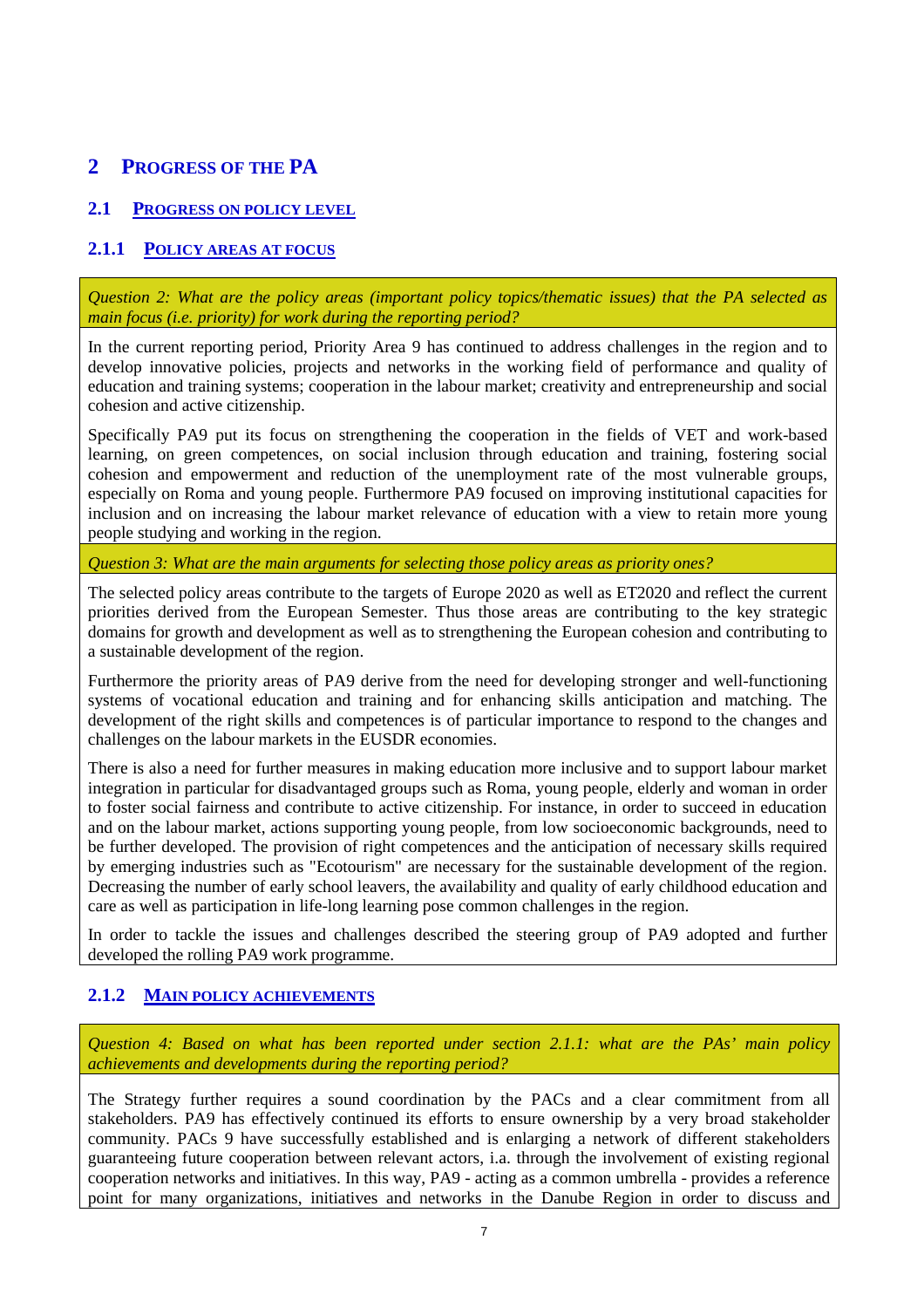# 2 Progress of the PA

## 2.1 Progress on policy level

### 2.1.1 Policy areas at focus

*Question 2: What are the policy areas (important policy topics/thematic issues) that the PA selected as main focus (i.e. priority) for work during the reporting period?*

In the current reporting period, Priority Area 9 has continued to address challenges in the region and to develop innovative policies, projects and networks in the working field of performance and quality of education and training systems; cooperation in the labour market; creativity and entrepreneurship and social cohesion and active citizenship.

Specifically PA9 put its focus on strengthening the cooperation in the fields of VET and work-based learning, on green competences, on social inclusion through education and training, fostering social cohesion and empowerment and reduction of the unemployment rate of the most vulnerable groups, especially on Roma and young people. Furthermore PA9 focused on improving institutional capacities for inclusion and on increasing the labour market relevance of education with a view to retain more young people studying and working in the region.

*Question 3: What are the main arguments for selecting those policy areas as priority ones?*

The selected policy areas contribute to the targets of Europe 2020 as well as ET2020 and reflect the current priorities derived from the European Semester. Thus those areas are contributing to the key strategic domains for growth and development as well as to strengthening the European cohesion and contributing to a sustainable development of the region.

Furthermore the priority areas of PA9 derive from the need for developing stronger and well-functioning systems of vocational education and training and for enhancing skills anticipation and matching. The development of the right skills and competences is of particular importance to respond to the changes and challenges on the labour markets in the EUSDR economies.

There is also a need for further measures in making education more inclusive and to support labour market integration in particular for disadvantaged groups such as Roma, young people, elderly and woman in order to foster social fairness and contribute to active citizenship. For instance, in order to succeed in education and on the labour market, actions supporting young people, from low socioeconomic backgrounds, need to be further developed. The provision of right competences and the anticipation of necessary skills required by emerging industries such as "Ecotourism" are necessary for the sustainable development of the region. Decreasing the number of early school leavers, the availability and quality of early childhood education and care as well as participation in life-long learning pose common challenges in the region.

In order to tackle the issues and challenges described the steering group of PA9 adopted and further developed the rolling PA9 work programme.

### 2.1.2 Main policy achievements

*Question 4: Based on what has been reported under section 2.1.1: what are the PAs' main policy achievements and developments during the reporting period?*

The Strategy further requires a sound coordination by the PACs and a clear commitment from all stakeholders. PA9 has effectively continued its efforts to ensure ownership by a very broad stakeholder community. PACs 9 have successfully established and is enlarging a network of different stakeholders guaranteeing future cooperation between relevant actors, i.a. through the involvement of existing regional cooperation networks and initiatives. In this way, PA9 - acting as a common umbrella - provides a reference point for many organizations, initiatives and networks in the Danube Region in order to discuss and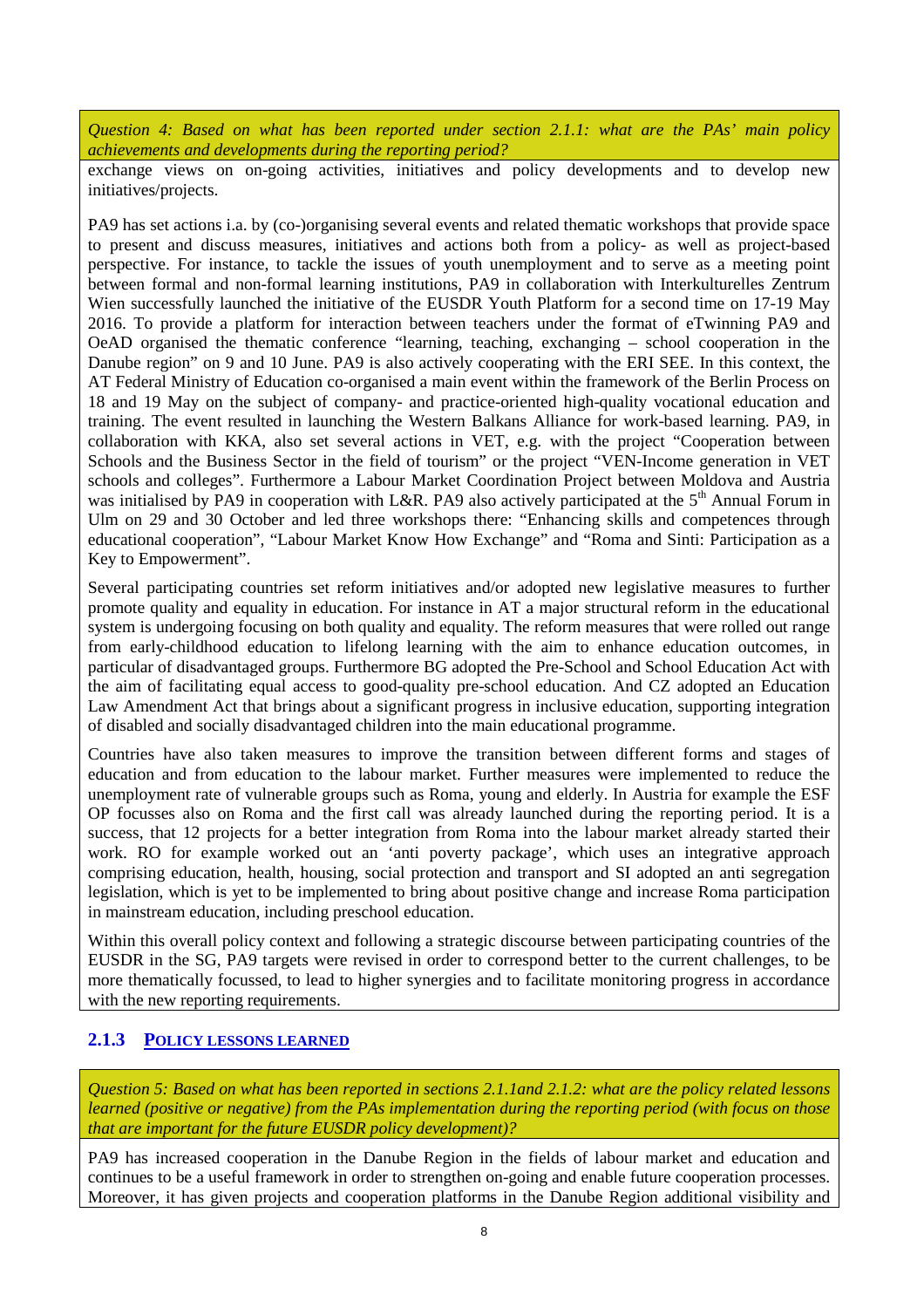*Question 4: Based on what has been reported under section 2.1.1: what are the PAs' main policy achievements and developments during the reporting period?*

exchange views on on-going activities, initiatives and policy developments and to develop new initiatives/projects.

PA9 has set actions i.a. by (co-)organising several events and related thematic workshops that provide space to present and discuss measures, initiatives and actions both from a policy- as well as project-based perspective. For instance, to tackle the issues of youth unemployment and to serve as a meeting point between formal and non-formal learning institutions, PA9 in collaboration with Interkulturelles Zentrum Wien successfully launched the initiative of the EUSDR Youth Platform for a second time on 17-19 May 2016. To provide a platform for interaction between teachers under the format of eTwinning PA9 and OeAD organised the thematic conference "learning, teaching, exchanging – school cooperation in the Danube region" on 9 and 10 June. PA9 is also actively cooperating with the ERI SEE. In this context, the AT Federal Ministry of Education co-organised a main event within the framework of the Berlin Process on 18 and 19 May on the subject of company- and practice-oriented high-quality vocational education and training. The event resulted in launching the Western Balkans Alliance for work-based learning. PA9, in collaboration with KKA, also set several actions in VET, e.g. with the project "Cooperation between Schools and the Business Sector in the field of tourism" or the project "VEN-Income generation in VET schools and colleges". Furthermore a Labour Market Coordination Project between Moldova and Austria was initialised by PA9 in cooperation with L&R. PA9 also actively participated at the 5th Annual Forum in Ulm on 29 and 30 October and led three workshops there: "Enhancing skills and competences through educational cooperation", "Labour Market Know How Exchange" and "Roma and Sinti: Participation as a Key to Empowerment".

Several participating countries set reform initiatives and/or adopted new legislative measures to further promote quality and equality in education. For instance in AT a major structural reform in the educational system is undergoing focusing on both quality and equality. The reform measures that were rolled out range from early-childhood education to lifelong learning with the aim to enhance education outcomes, in particular of disadvantaged groups. Furthermore BG adopted the Pre-School and School Education Act with the aim of facilitating equal access to good-quality pre-school education. And CZ adopted an Education Law Amendment Act that brings about a significant progress in inclusive education, supporting integration of disabled and socially disadvantaged children into the main educational programme.

Countries have also taken measures to improve the transition between different forms and stages of education and from education to the labour market. Further measures were implemented to reduce the unemployment rate of vulnerable groups such as Roma, young and elderly. In Austria for example the ESF OP focusses also on Roma and the first call was already launched during the reporting period. It is a success, that 12 projects for a better integration from Roma into the labour market already started their work. RO for example worked out an 'anti poverty package', which uses an integrative approach comprising education, health, housing, social protection and transport and SI adopted an anti segregation legislation, which is yet to be implemented to bring about positive change and increase Roma participation in mainstream education, including preschool education.

Within this overall policy context and following a strategic discourse between participating countries of the EUSDR in the SG, PA9 targets were revised in order to correspond better to the current challenges, to be more thematically focussed, to lead to higher synergies and to facilitate monitoring progress in accordance with the new reporting requirements.

### 2.1.3 POLICY LESSONS LEARNED

*Question 5: Based on what has been reported in sections 2.1.1and 2.1.2: what are the policy related lessons learned (positive or negative) from the PAs implementation during the reporting period (with focus on those that are important for the future EUSDR policy development)?*

PA9 has increased cooperation in the Danube Region in the fields of labour market and education and continues to be a useful framework in order to strengthen on-going and enable future cooperation processes. Moreover, it has given projects and cooperation platforms in the Danube Region additional visibility and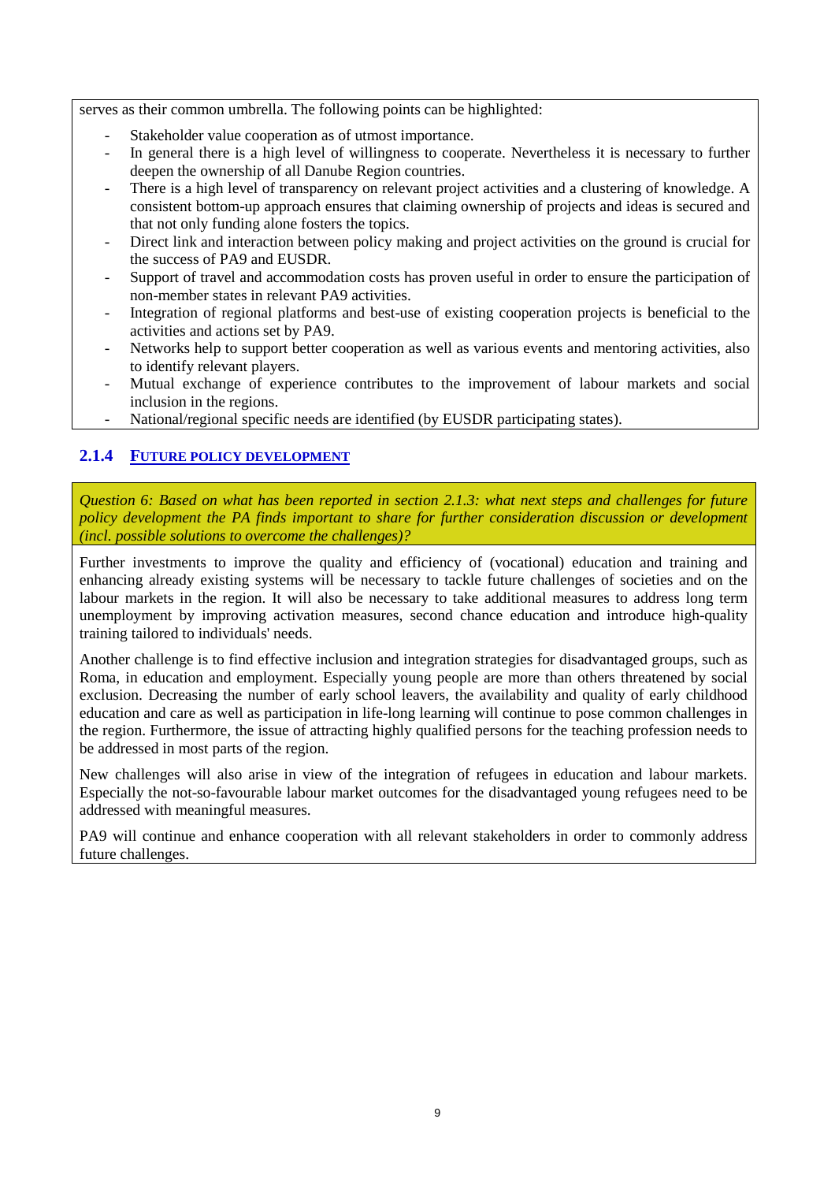serves as their common umbrella. The following points can be highlighted:

- Stakeholder value cooperation as of utmost importance.
- In general there is a high level of willingness to cooperate. Nevertheless it is necessary to further deepen the ownership of all Danube Region countries.
- There is a high level of transparency on relevant project activities and a clustering of knowledge. A consistent bottom-up approach ensures that claiming ownership of projects and ideas is secured and that not only funding alone fosters the topics.
- Direct link and interaction between policy making and project activities on the ground is crucial for the success of PA9 and EUSDR.
- Support of travel and accommodation costs has proven useful in order to ensure the participation of non-member states in relevant PA9 activities.
- Integration of regional platforms and best-use of existing cooperation projects is beneficial to the activities and actions set by PA9.
- Networks help to support better cooperation as well as various events and mentoring activities, also to identify relevant players.
- Mutual exchange of experience contributes to the improvement of labour markets and social inclusion in the regions.
- National/regional specific needs are identified (by EUSDR participating states).

### 2.1.4 FUTURE POLICY DEVELOPMENT

*Question 6: Based on what has been reported in section 2.1.3: what next steps and challenges for future policy development the PA finds important to share for further consideration discussion or development (incl. possible solutions to overcome the challenges)?*

Further investments to improve the quality and efficiency of (vocational) education and training and enhancing already existing systems will be necessary to tackle future challenges of societies and on the labour markets in the region. It will also be necessary to take additional measures to address long term unemployment by improving activation measures, second chance education and introduce high-quality training tailored to individuals' needs.

Another challenge is to find effective inclusion and integration strategies for disadvantaged groups, such as Roma, in education and employment. Especially young people are more than others threatened by social exclusion. Decreasing the number of early school leavers, the availability and quality of early childhood education and care as well as participation in life-long learning will continue to pose common challenges in the region. Furthermore, the issue of attracting highly qualified persons for the teaching profession needs to be addressed in most parts of the region.

New challenges will also arise in view of the integration of refugees in education and labour markets. Especially the not-so-favourable labour market outcomes for the disadvantaged young refugees need to be addressed with meaningful measures.

PA9 will continue and enhance cooperation with all relevant stakeholders in order to commonly address future challenges.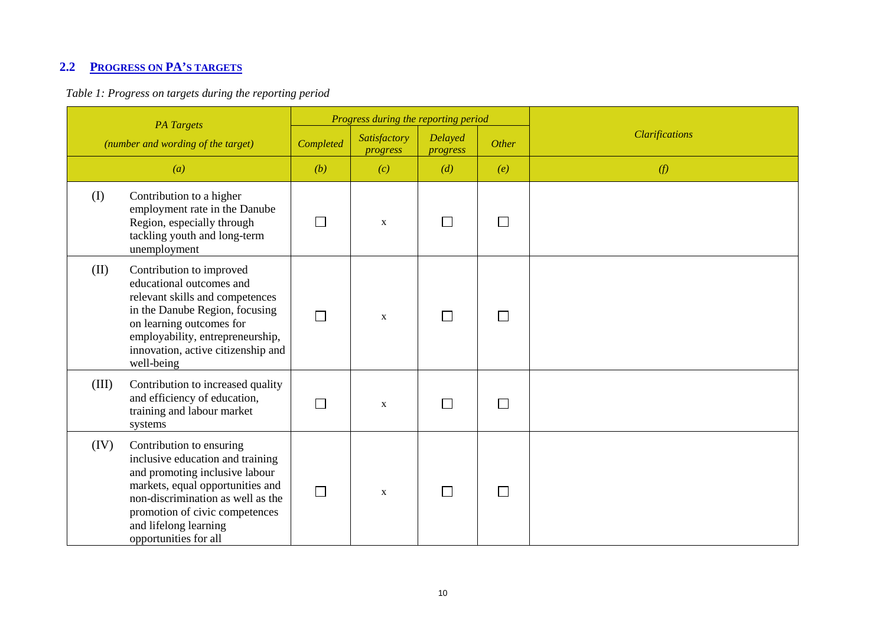## 2.2 PROGRESS ON PA'S TARGETS

*Table 1: Progress on targets during the reporting period*

| *PA Targets* (*number and wording of the target*) | *Progress during the reporting period* | | | | *Clarifications* |
|---|---|---|---|---|---|
| | *Completed* | *Satisfactory progress* | *Delayed progress* | *Other* | |
| *(a)* | *(b)* | *(c)* | *(d)* | *(e)* | *(f)* |
| (I) Contribution to a higher employment rate in the Danube Region, especially through tackling youth and long-term unemployment | ☐ | x | ☐ | ☐ | |
| (II) Contribution to improved educational outcomes and relevant skills and competences in the Danube Region, focusing on learning outcomes for employability, entrepreneurship, innovation, active citizenship and well-being | ☐ | x | ☐ | ☐ | |
| (III) Contribution to increased quality and efficiency of education, training and labour market systems | ☐ | x | ☐ | ☐ | |
| (IV) Contribution to ensuring inclusive education and training and promoting inclusive labour markets, equal opportunities and non-discrimination as well as the promotion of civic competences and lifelong learning opportunities for all | ☐ | x | ☐ | ☐ | |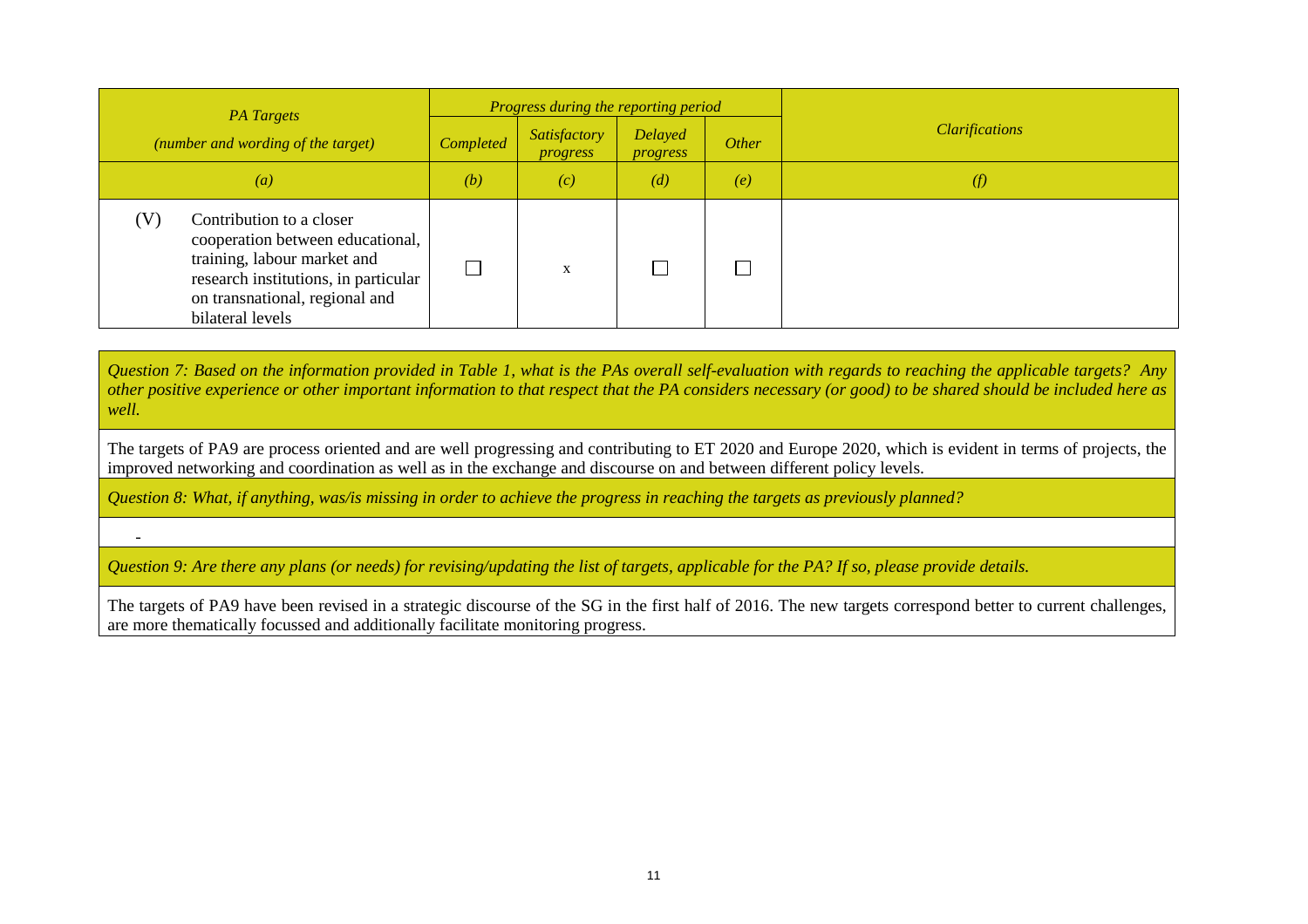| *PA Targets* *(number and wording of the target)* | *Progress during the reporting period* | | | | *Clarifications* |
|---|---|---|---|---|---|
| | *Completed* | *Satisfactory progress* | *Delayed progress* | *Other* | |
| *(a)* | *(b)* | *(c)* | *(d)* | *(e)* | *(f)* |
| (V) Contribution to a closer cooperation between educational, training, labour market and research institutions, in particular on transnational, regional and bilateral levels | ☐ | x | ☐ | ☐ | |

| *Question 7: Based on the information provided in Table 1, what is the PAs overall self-evaluation with regards to reaching the applicable targets? Any other positive experience or other important information to that respect that the PA considers necessary (or good) to be shared should be included here as well.* |
|---|
| The targets of PA9 are process oriented and are well progressing and contributing to ET 2020 and Europe 2020, which is evident in terms of projects, the improved networking and coordination as well as in the exchange and discourse on and between different policy levels. |
| *Question 8: What, if anything, was/is missing in order to achieve the progress in reaching the targets as previously planned?* |
| - |
| *Question 9: Are there any plans (or needs) for revising/updating the list of targets, applicable for the PA? If so, please provide details.* |
| The targets of PA9 have been revised in a strategic discourse of the SG in the first half of 2016. The new targets correspond better to current challenges, are more thematically focussed and additionally facilitate monitoring progress. |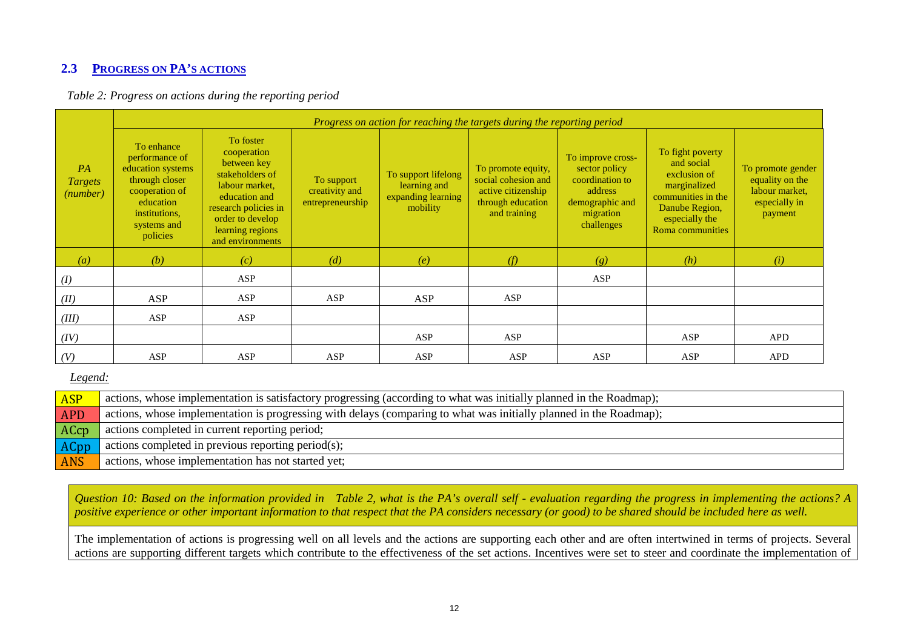## 2.3 PROGRESS ON PA'S ACTIONS

*Table 2: Progress on actions during the reporting period*

| *PA Targets (number)* | *Progress on action for reaching the targets during the reporting period* | | | | | | | |
|---|---|---|---|---|---|---|---|---|
| | To enhance performance of education systems through closer cooperation of education institutions, systems and policies | To foster cooperation between key stakeholders of labour market, education and research policies in order to develop learning regions and environments | To support creativity and entrepreneurship | To support lifelong learning and expanding learning mobility | To promote equity, social cohesion and active citizenship through education and training | To improve cross-sector policy coordination to address demographic and migration challenges | To fight poverty and social exclusion of marginalized communities in the Danube Region, especially the Roma communities | To promote gender equality on the labour market, especially in payment |
| *(a)* | *(b)* | *(c)* | *(d)* | *(e)* | *(f)* | *(g)* | *(h)* | *(i)* |
| *(I)* | | ASP | | | | ASP | | |
| *(II)* | ASP | ASP | ASP | ASP | ASP | | | |
| *(III)* | ASP | ASP | | | | | | |
| *(IV)* | | | | ASP | ASP | | ASP | APD |
| *(V)* | ASP | ASP | ASP | ASP | ASP | ASP | ASP | APD |

*Legend:*

| | |
|---|---|
| ASP | actions, whose implementation is satisfactory progressing (according to what was initially planned in the Roadmap); |
| APD | actions, whose implementation is progressing with delays (comparing to what was initially planned in the Roadmap); |
| ACcp | actions completed in current reporting period; |
| ACpp | actions completed in previous reporting period(s); |
| ANS | actions, whose implementation has not started yet; |

*Question 10: Based on the information provided in Table 2, what is the PA's overall self - evaluation regarding the progress in implementing the actions? A positive experience or other important information to that respect that the PA considers necessary (or good) to be shared should be included here as well.*

The implementation of actions is progressing well on all levels and the actions are supporting each other and are often intertwined in terms of projects. Several actions are supporting different targets which contribute to the effectiveness of the set actions. Incentives were set to steer and coordinate the implementation of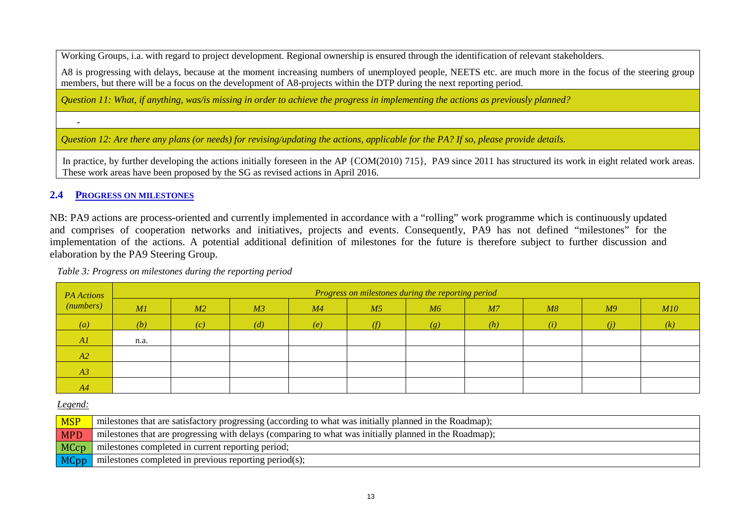Working Groups, i.a. with regard to project development. Regional ownership is ensured through the identification of relevant stakeholders.

A8 is progressing with delays, because at the moment increasing numbers of unemployed people, NEETS etc. are much more in the focus of the steering group members, but there will be a focus on the development of A8-projects within the DTP during the next reporting period.

*Question 11: What, if anything, was/is missing in order to achieve the progress in implementing the actions as previously planned?*

-

*Question 12: Are there any plans (or needs) for revising/updating the actions, applicable for the PA? If so, please provide details.*

In practice, by further developing the actions initially foreseen in the AP {COM(2010) 715}, PA9 since 2011 has structured its work in eight related work areas. These work areas have been proposed by the SG as revised actions in April 2016.

## 2.4 PROGRESS ON MILESTONES

NB: PA9 actions are process-oriented and currently implemented in accordance with a "rolling" work programme which is continuously updated and comprises of cooperation networks and initiatives, projects and events. Consequently, PA9 has not defined "milestones" for the implementation of the actions. A potential additional definition of milestones for the future is therefore subject to further discussion and elaboration by the PA9 Steering Group.

*Table 3: Progress on milestones during the reporting period*

| *PA Actions (numbers)* | *Progress on milestones during the reporting period* | | | | | | | | | |
|---|---|---|---|---|---|---|---|---|---|---|
| | *M1* | *M2* | *M3* | *M4* | *M5* | *M6* | *M7* | *M8* | *M9* | *M10* |
| *(a)* | *(b)* | *(c)* | *(d)* | *(e)* | *(f)* | *(g)* | *(h)* | *(i)* | *(j)* | *(k)* |
| *A1* | n.a. | | | | | | | | | |
| *A2* | | | | | | | | | | |
| *A3* | | | | | | | | | | |
| *A4* | | | | | | | | | | |

*Legend:*

| | |
|---|---|
| MSP | milestones that are satisfactory progressing (according to what was initially planned in the Roadmap); |
| MPD | milestones that are progressing with delays (comparing to what was initially planned in the Roadmap); |
| MCcp | milestones completed in current reporting period; |
| MCpp | milestones completed in previous reporting period(s); |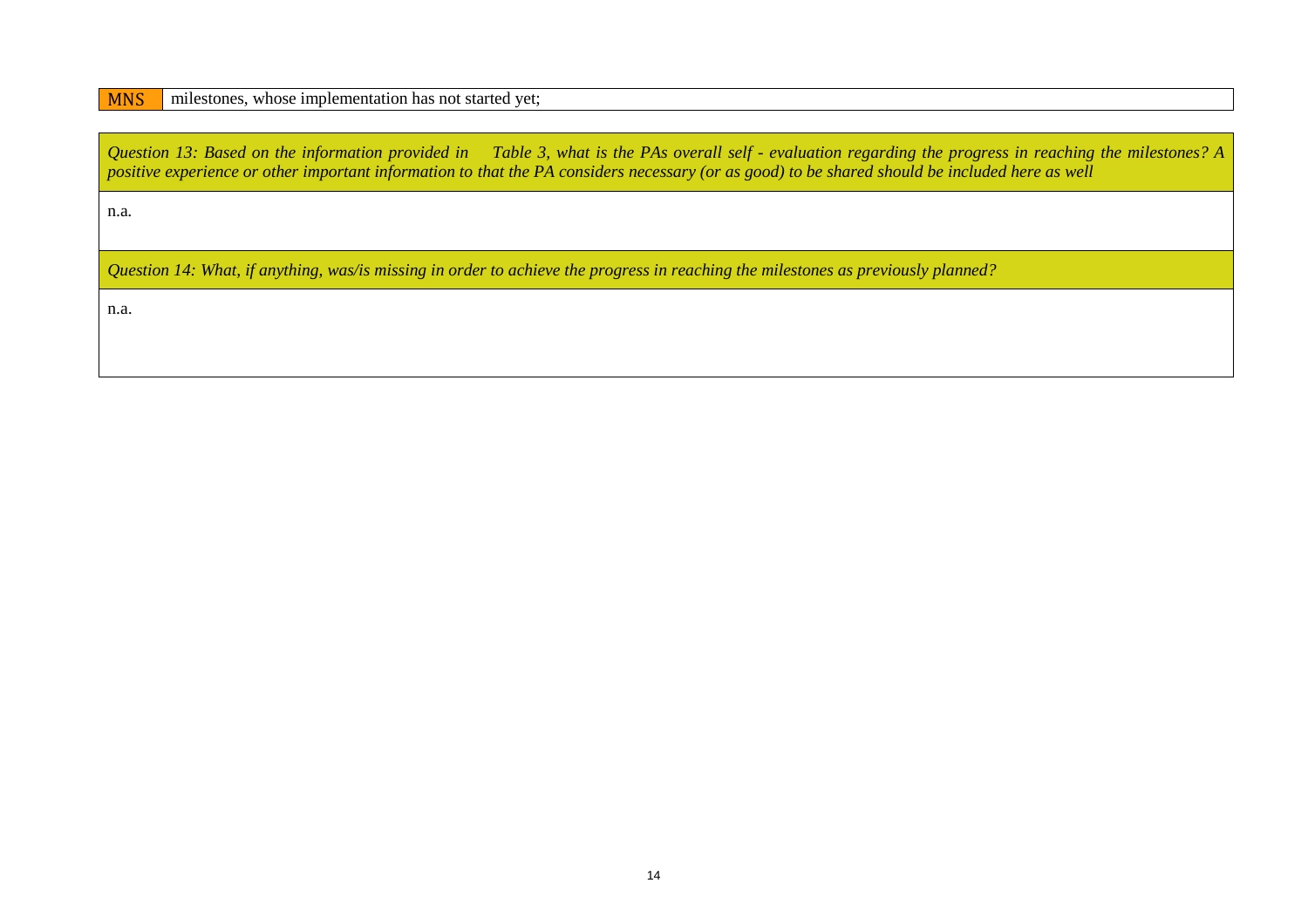| MNS | milestones, whose implementation has not started yet; |
|---|---|

*Question 13: Based on the information provided in Table 3, what is the PAs overall self - evaluation regarding the progress in reaching the milestones? A positive experience or other important information to that the PA considers necessary (or as good) to be shared should be included here as well*

n.a.

*Question 14: What, if anything, was/is missing in order to achieve the progress in reaching the milestones as previously planned?*

n.a.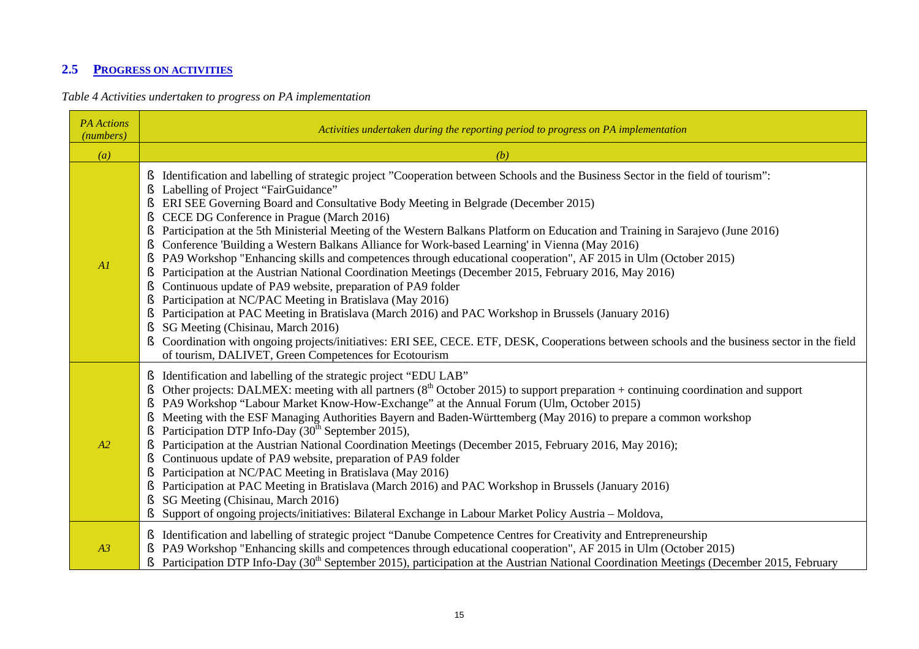## 2.5 PROGRESS ON ACTIVITIES

*Table 4 Activities undertaken to progress on PA implementation*

| *PA Actions (numbers)* | *Activities undertaken during the reporting period to progress on PA implementation* |
|---|---|
| *(a)* | *(b)* |
| *A1* | § Identification and labelling of strategic project "Cooperation between Schools and the Business Sector in the field of tourism":<br>§ Labelling of Project "FairGuidance"<br>§ ERI SEE Governing Board and Consultative Body Meeting in Belgrade (December 2015)<br>§ CECE DG Conference in Prague (March 2016)<br>§ Participation at the 5th Ministerial Meeting of the Western Balkans Platform on Education and Training in Sarajevo (June 2016)<br>§ Conference 'Building a Western Balkans Alliance for Work-based Learning' in Vienna (May 2016)<br>§ PA9 Workshop "Enhancing skills and competences through educational cooperation", AF 2015 in Ulm (October 2015)<br>§ Participation at the Austrian National Coordination Meetings (December 2015, February 2016, May 2016)<br>§ Continuous update of PA9 website, preparation of PA9 folder<br>§ Participation at NC/PAC Meeting in Bratislava (May 2016)<br>§ Participation at PAC Meeting in Bratislava (March 2016) and PAC Workshop in Brussels (January 2016)<br>§ SG Meeting (Chisinau, March 2016)<br>§ Coordination with ongoing projects/initiatives: ERI SEE, CECE. ETF, DESK, Cooperations between schools and the business sector in the field of tourism, DALIVET, Green Competences for Ecotourism |
| *A2* | § Identification and labelling of the strategic project "EDU LAB"<br>§ Other projects: DALMEX: meeting with all partners (8th October 2015) to support preparation + continuing coordination and support<br>§ PA9 Workshop "Labour Market Know-How-Exchange" at the Annual Forum (Ulm, October 2015)<br>§ Meeting with the ESF Managing Authorities Bayern and Baden-Württemberg (May 2016) to prepare a common workshop<br>§ Participation DTP Info-Day (30th September 2015),<br>§ Participation at the Austrian National Coordination Meetings (December 2015, February 2016, May 2016);<br>§ Continuous update of PA9 website, preparation of PA9 folder<br>§ Participation at NC/PAC Meeting in Bratislava (May 2016)<br>§ Participation at PAC Meeting in Bratislava (March 2016) and PAC Workshop in Brussels (January 2016)<br>§ SG Meeting (Chisinau, March 2016)<br>§ Support of ongoing projects/initiatives: Bilateral Exchange in Labour Market Policy Austria – Moldova, |
| *A3* | § Identification and labelling of strategic project "Danube Competence Centres for Creativity and Entrepreneurship<br>§ PA9 Workshop "Enhancing skills and competences through educational cooperation", AF 2015 in Ulm (October 2015)<br>§ Participation DTP Info-Day (30th September 2015), participation at the Austrian National Coordination Meetings (December 2015, February |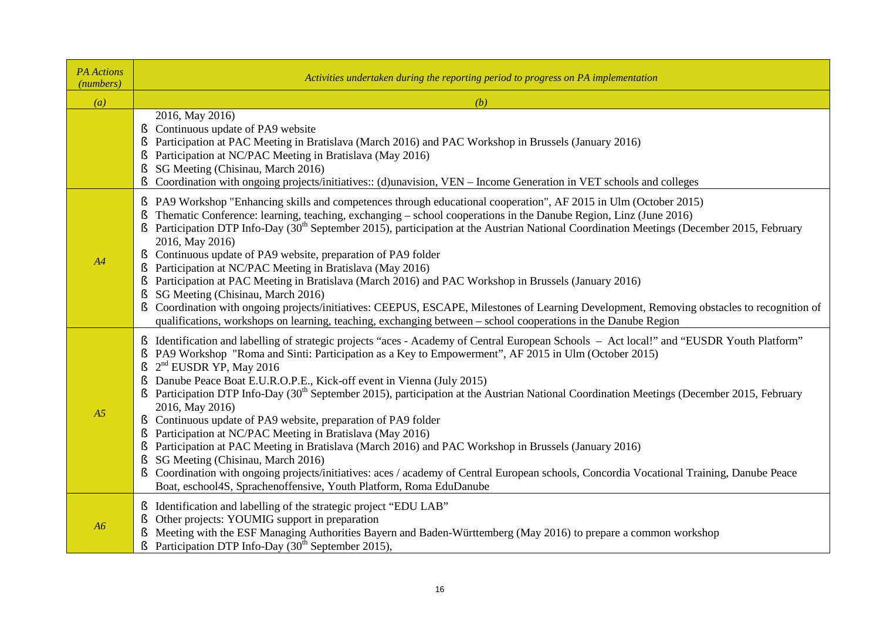| *PA Actions (numbers)* | *Activities undertaken during the reporting period to progress on PA implementation* |
|---|---|
| *(a)* | *(b)* |
| | 2016, May 2016)<br>§ Continuous update of PA9 website<br>§ Participation at PAC Meeting in Bratislava (March 2016) and PAC Workshop in Brussels (January 2016)<br>§ Participation at NC/PAC Meeting in Bratislava (May 2016)<br>§ SG Meeting (Chisinau, March 2016)<br>§ Coordination with ongoing projects/initiatives:: (d)unavision, VEN – Income Generation in VET schools and colleges |
| *A4* | § PA9 Workshop "Enhancing skills and competences through educational cooperation", AF 2015 in Ulm (October 2015)<br>§ Thematic Conference: learning, teaching, exchanging – school cooperations in the Danube Region, Linz (June 2016)<br>§ Participation DTP Info-Day (30th September 2015), participation at the Austrian National Coordination Meetings (December 2015, February 2016, May 2016)<br>§ Continuous update of PA9 website, preparation of PA9 folder<br>§ Participation at NC/PAC Meeting in Bratislava (May 2016)<br>§ Participation at PAC Meeting in Bratislava (March 2016) and PAC Workshop in Brussels (January 2016)<br>§ SG Meeting (Chisinau, March 2016)<br>§ Coordination with ongoing projects/initiatives: CEEPUS, ESCAPE, Milestones of Learning Development, Removing obstacles to recognition of qualifications, workshops on learning, teaching, exchanging between – school cooperations in the Danube Region |
| *A5* | § Identification and labelling of strategic projects "aces - Academy of Central European Schools – Act local!" and "EUSDR Youth Platform"<br>§ PA9 Workshop "Roma and Sinti: Participation as a Key to Empowerment", AF 2015 in Ulm (October 2015)<br>§ 2nd EUSDR YP, May 2016<br>§ Danube Peace Boat E.U.R.O.P.E., Kick-off event in Vienna (July 2015)<br>§ Participation DTP Info-Day (30th September 2015), participation at the Austrian National Coordination Meetings (December 2015, February 2016, May 2016)<br>§ Continuous update of PA9 website, preparation of PA9 folder<br>§ Participation at NC/PAC Meeting in Bratislava (May 2016)<br>§ Participation at PAC Meeting in Bratislava (March 2016) and PAC Workshop in Brussels (January 2016)<br>§ SG Meeting (Chisinau, March 2016)<br>§ Coordination with ongoing projects/initiatives: aces / academy of Central European schools, Concordia Vocational Training, Danube Peace Boat, eschool4S, Sprachenoffensive, Youth Platform, Roma EduDanube |
| *A6* | § Identification and labelling of the strategic project "EDU LAB"<br>§ Other projects: YOUMIG support in preparation<br>§ Meeting with the ESF Managing Authorities Bayern and Baden-Württemberg (May 2016) to prepare a common workshop<br>§ Participation DTP Info-Day (30th September 2015), |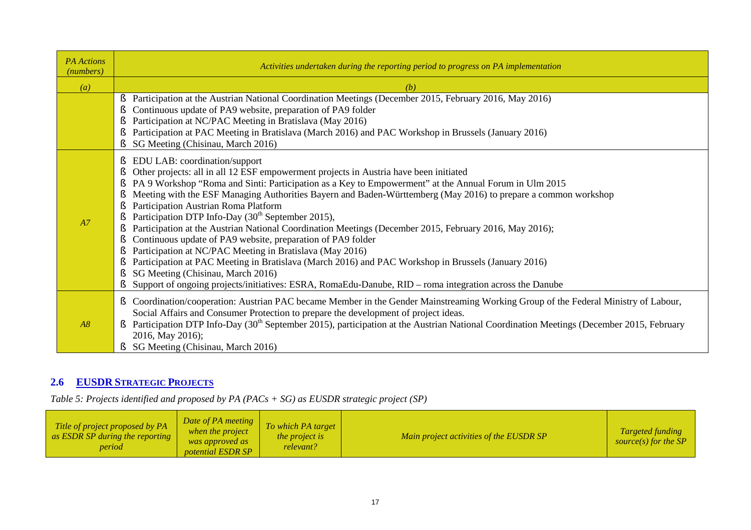| *PA Actions (numbers)* | *Activities undertaken during the reporting period to progress on PA implementation* |
|---|---|
| *(a)* | *(b)* |
| | § Participation at the Austrian National Coordination Meetings (December 2015, February 2016, May 2016)<br>§ Continuous update of PA9 website, preparation of PA9 folder<br>§ Participation at NC/PAC Meeting in Bratislava (May 2016)<br>§ Participation at PAC Meeting in Bratislava (March 2016) and PAC Workshop in Brussels (January 2016)<br>§ SG Meeting (Chisinau, March 2016) |
| *A7* | § EDU LAB: coordination/support<br>§ Other projects: all in all 12 ESF empowerment projects in Austria have been initiated<br>§ PA 9 Workshop "Roma and Sinti: Participation as a Key to Empowerment" at the Annual Forum in Ulm 2015<br>§ Meeting with the ESF Managing Authorities Bayern and Baden-Württemberg (May 2016) to prepare a common workshop<br>§ Participation Austrian Roma Platform<br>§ Participation DTP Info-Day (30th September 2015),<br>§ Participation at the Austrian National Coordination Meetings (December 2015, February 2016, May 2016);<br>§ Continuous update of PA9 website, preparation of PA9 folder<br>§ Participation at NC/PAC Meeting in Bratislava (May 2016)<br>§ Participation at PAC Meeting in Bratislava (March 2016) and PAC Workshop in Brussels (January 2016)<br>§ SG Meeting (Chisinau, March 2016)<br>§ Support of ongoing projects/initiatives: ESRA, RomaEdu-Danube, RID – roma integration across the Danube |
| *A8* | § Coordination/cooperation: Austrian PAC became Member in the Gender Mainstreaming Working Group of the Federal Ministry of Labour, Social Affairs and Consumer Protection to prepare the development of project ideas.<br>§ Participation DTP Info-Day (30th September 2015), participation at the Austrian National Coordination Meetings (December 2015, February 2016, May 2016);<br>§ SG Meeting (Chisinau, March 2016) |

## 2.6 EUSDR STRATEGIC PROJECTS

*Table 5: Projects identified and proposed by PA (PACs + SG) as EUSDR strategic project (SP)*

| *Title of project proposed by PA as ESDR SP during the reporting period* | *Date of PA meeting when the project was approved as potential ESDR SP* | *To which PA target the project is relevant?* | *Main project activities of the EUSDR SP* | *Targeted funding source(s) for the SP* |
|---|---|---|---|---|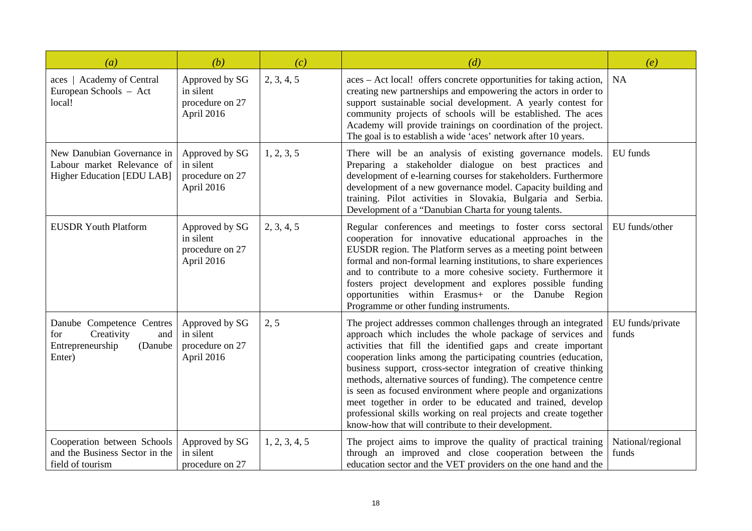| *(a)* | *(b)* | *(c)* | *(d)* | *(e)* |
|---|---|---|---|---|
| aces \| Academy of Central European Schools – Act local! | Approved by SG in silent procedure on 27 April 2016 | 2, 3, 4, 5 | aces – Act local! offers concrete opportunities for taking action, creating new partnerships and empowering the actors in order to support sustainable social development. A yearly contest for community projects of schools will be established. The aces Academy will provide trainings on coordination of the project. The goal is to establish a wide 'aces' network after 10 years. | NA |
| New Danubian Governance in Labour market Relevance of Higher Education [EDU LAB] | Approved by SG in silent procedure on 27 April 2016 | 1, 2, 3, 5 | There will be an analysis of existing governance models. Preparing a stakeholder dialogue on best practices and development of e-learning courses for stakeholders. Furthermore development of a new governance model. Capacity building and training. Pilot activities in Slovakia, Bulgaria and Serbia. Development of a "Danubian Charta for young talents. | EU funds |
| EUSDR Youth Platform | Approved by SG in silent procedure on 27 April 2016 | 2, 3, 4, 5 | Regular conferences and meetings to foster corss sectoral cooperation for innovative educational approaches in the EUSDR region. The Platform serves as a meeting point between formal and non-formal learning institutions, to share experiences and to contribute to a more cohesive society. Furthermore it fosters project development and explores possible funding opportunities within Erasmus+ or the Danube Region Programme or other funding instruments. | EU funds/other |
| Danube Competence Centres for Creativity and Entrepreneurship (Danube Enter) | Approved by SG in silent procedure on 27 April 2016 | 2, 5 | The project addresses common challenges through an integrated approach which includes the whole package of services and activities that fill the identified gaps and create important cooperation links among the participating countries (education, business support, cross-sector integration of creative thinking methods, alternative sources of funding). The competence centre is seen as focused environment where people and organizations meet together in order to be educated and trained, develop professional skills working on real projects and create together know-how that will contribute to their development. | EU funds/private funds |
| Cooperation between Schools and the Business Sector in the field of tourism | Approved by SG in silent procedure on 27 | 1, 2, 3, 4, 5 | The project aims to improve the quality of practical training through an improved and close cooperation between the education sector and the VET providers on the one hand and the | National/regional funds |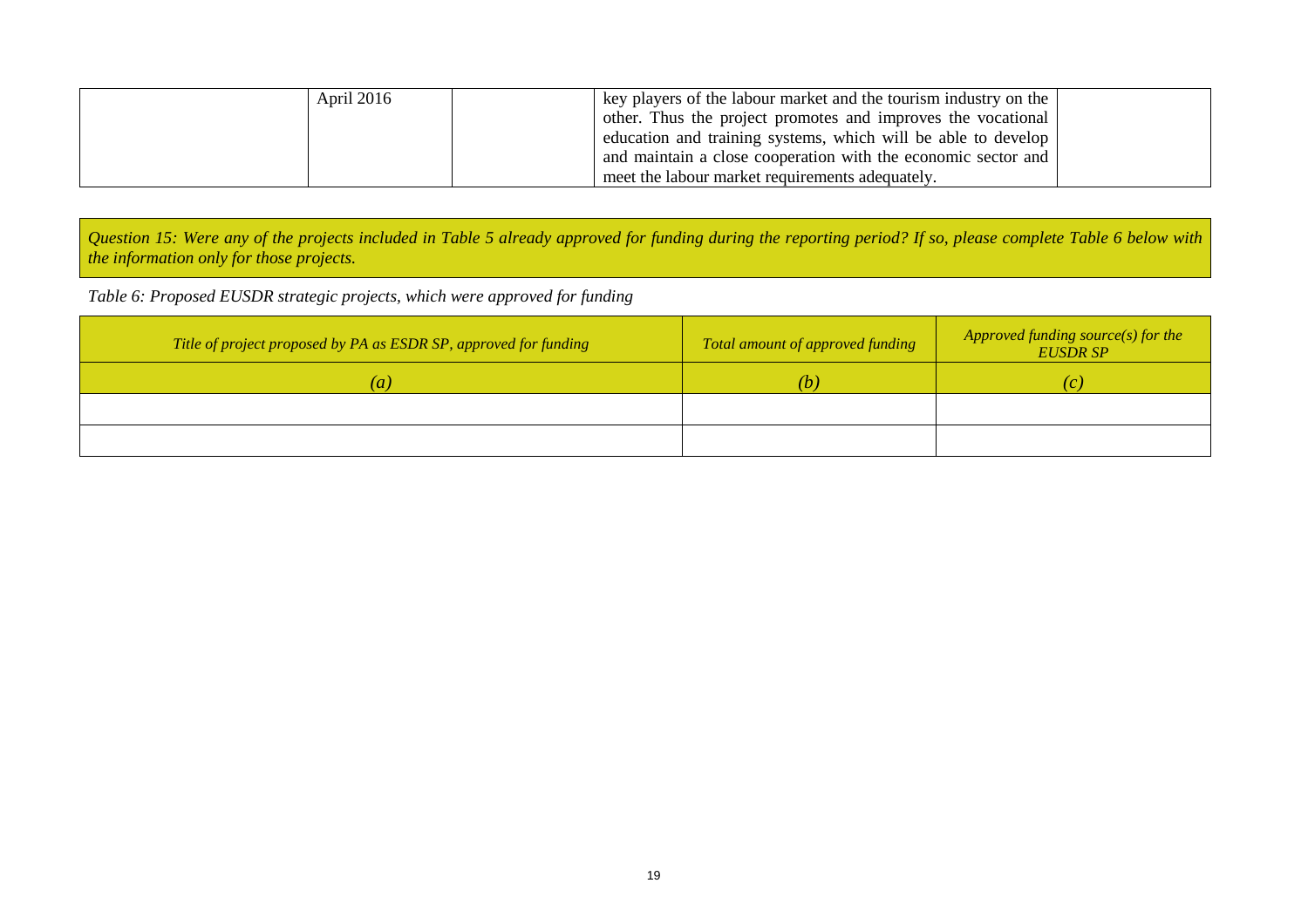|  | April 2016 |  | key players of the labour market and the tourism industry on the other. Thus the project promotes and improves the vocational education and training systems, which will be able to develop and maintain a close cooperation with the economic sector and meet the labour market requirements adequately. |  |
|---|---|---|---|---|

*Question 15: Were any of the projects included in Table 5 already approved for funding during the reporting period? If so, please complete Table 6 below with the information only for those projects.*

*Table 6: Proposed EUSDR strategic projects, which were approved for funding*

| *Title of project proposed by PA as ESDR SP, approved for funding* | *Total amount of approved funding* | *Approved funding source(s) for the EUSDR SP* |
|---|---|---|
| *(a)* | *(b)* | *(c)* |
|  |  |  |
|  |  |  |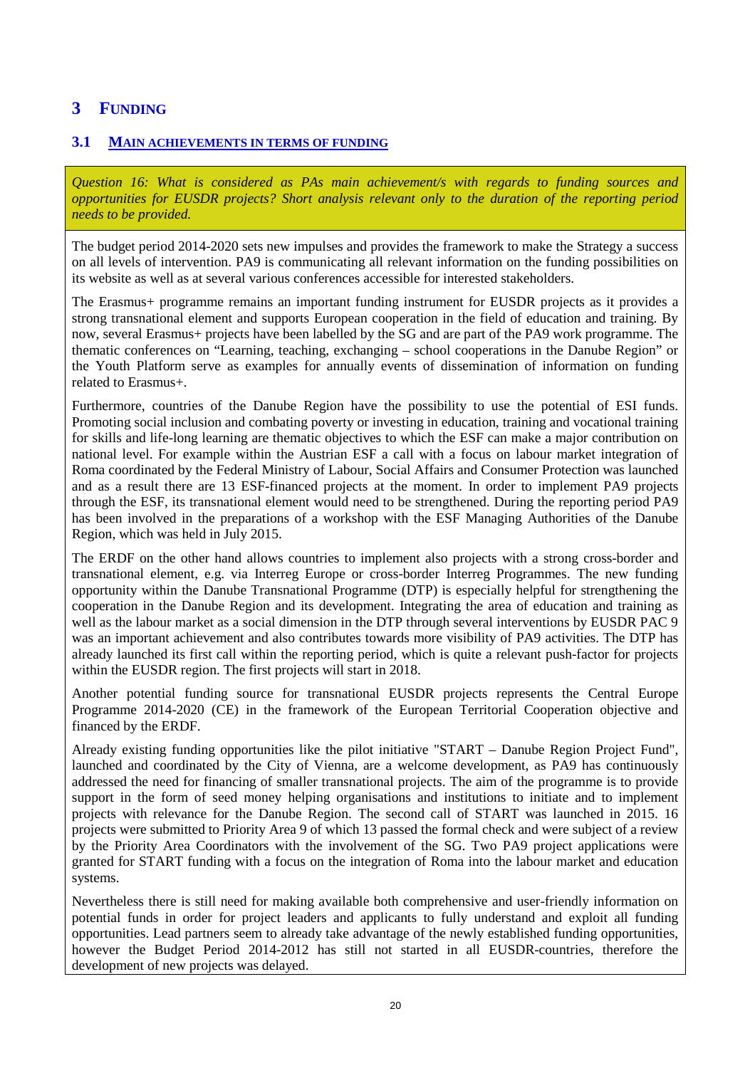# 3 FUNDING

## 3.1 MAIN ACHIEVEMENTS IN TERMS OF FUNDING

*Question 16: What is considered as PAs main achievement/s with regards to funding sources and opportunities for EUSDR projects? Short analysis relevant only to the duration of the reporting period needs to be provided.*

The budget period 2014-2020 sets new impulses and provides the framework to make the Strategy a success on all levels of intervention. PA9 is communicating all relevant information on the funding possibilities on its website as well as at several various conferences accessible for interested stakeholders.

The Erasmus+ programme remains an important funding instrument for EUSDR projects as it provides a strong transnational element and supports European cooperation in the field of education and training. By now, several Erasmus+ projects have been labelled by the SG and are part of the PA9 work programme. The thematic conferences on "Learning, teaching, exchanging – school cooperations in the Danube Region" or the Youth Platform serve as examples for annually events of dissemination of information on funding related to Erasmus+.

Furthermore, countries of the Danube Region have the possibility to use the potential of ESI funds. Promoting social inclusion and combating poverty or investing in education, training and vocational training for skills and life-long learning are thematic objectives to which the ESF can make a major contribution on national level. For example within the Austrian ESF a call with a focus on labour market integration of Roma coordinated by the Federal Ministry of Labour, Social Affairs and Consumer Protection was launched and as a result there are 13 ESF-financed projects at the moment. In order to implement PA9 projects through the ESF, its transnational element would need to be strengthened. During the reporting period PA9 has been involved in the preparations of a workshop with the ESF Managing Authorities of the Danube Region, which was held in July 2015.

The ERDF on the other hand allows countries to implement also projects with a strong cross-border and transnational element, e.g. via Interreg Europe or cross-border Interreg Programmes. The new funding opportunity within the Danube Transnational Programme (DTP) is especially helpful for strengthening the cooperation in the Danube Region and its development. Integrating the area of education and training as well as the labour market as a social dimension in the DTP through several interventions by EUSDR PAC 9 was an important achievement and also contributes towards more visibility of PA9 activities. The DTP has already launched its first call within the reporting period, which is quite a relevant push-factor for projects within the EUSDR region. The first projects will start in 2018.

Another potential funding source for transnational EUSDR projects represents the Central Europe Programme 2014-2020 (CE) in the framework of the European Territorial Cooperation objective and financed by the ERDF.

Already existing funding opportunities like the pilot initiative "START – Danube Region Project Fund", launched and coordinated by the City of Vienna, are a welcome development, as PA9 has continuously addressed the need for financing of smaller transnational projects. The aim of the programme is to provide support in the form of seed money helping organisations and institutions to initiate and to implement projects with relevance for the Danube Region. The second call of START was launched in 2015. 16 projects were submitted to Priority Area 9 of which 13 passed the formal check and were subject of a review by the Priority Area Coordinators with the involvement of the SG. Two PA9 project applications were granted for START funding with a focus on the integration of Roma into the labour market and education systems.

Nevertheless there is still need for making available both comprehensive and user-friendly information on potential funds in order for project leaders and applicants to fully understand and exploit all funding opportunities. Lead partners seem to already take advantage of the newly established funding opportunities, however the Budget Period 2014-2012 has still not started in all EUSDR-countries, therefore the development of new projects was delayed.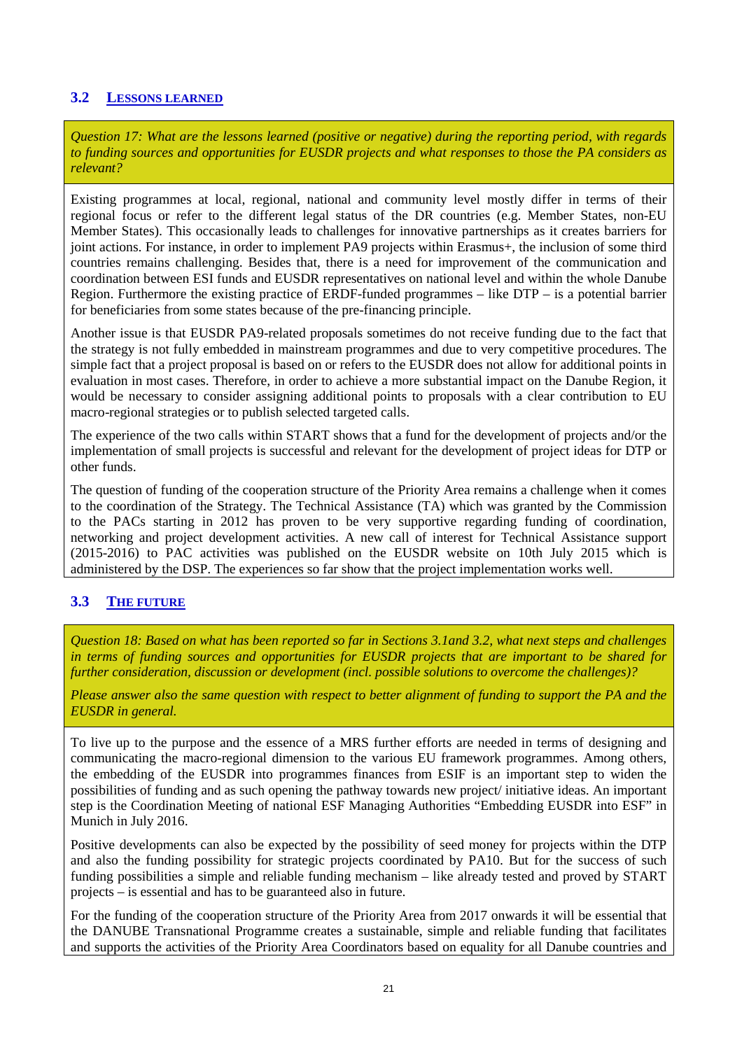## 3.2 LESSONS LEARNED

*Question 17: What are the lessons learned (positive or negative) during the reporting period, with regards to funding sources and opportunities for EUSDR projects and what responses to those the PA considers as relevant?*

Existing programmes at local, regional, national and community level mostly differ in terms of their regional focus or refer to the different legal status of the DR countries (e.g. Member States, non-EU Member States). This occasionally leads to challenges for innovative partnerships as it creates barriers for joint actions. For instance, in order to implement PA9 projects within Erasmus+, the inclusion of some third countries remains challenging. Besides that, there is a need for improvement of the communication and coordination between ESI funds and EUSDR representatives on national level and within the whole Danube Region. Furthermore the existing practice of ERDF-funded programmes – like DTP – is a potential barrier for beneficiaries from some states because of the pre-financing principle.

Another issue is that EUSDR PA9-related proposals sometimes do not receive funding due to the fact that the strategy is not fully embedded in mainstream programmes and due to very competitive procedures. The simple fact that a project proposal is based on or refers to the EUSDR does not allow for additional points in evaluation in most cases. Therefore, in order to achieve a more substantial impact on the Danube Region, it would be necessary to consider assigning additional points to proposals with a clear contribution to EU macro-regional strategies or to publish selected targeted calls.

The experience of the two calls within START shows that a fund for the development of projects and/or the implementation of small projects is successful and relevant for the development of project ideas for DTP or other funds.

The question of funding of the cooperation structure of the Priority Area remains a challenge when it comes to the coordination of the Strategy. The Technical Assistance (TA) which was granted by the Commission to the PACs starting in 2012 has proven to be very supportive regarding funding of coordination, networking and project development activities. A new call of interest for Technical Assistance support (2015-2016) to PAC activities was published on the EUSDR website on 10th July 2015 which is administered by the DSP. The experiences so far show that the project implementation works well.

## 3.3 THE FUTURE

*Question 18: Based on what has been reported so far in Sections 3.1and 3.2, what next steps and challenges in terms of funding sources and opportunities for EUSDR projects that are important to be shared for further consideration, discussion or development (incl. possible solutions to overcome the challenges)?*

*Please answer also the same question with respect to better alignment of funding to support the PA and the EUSDR in general.*

To live up to the purpose and the essence of a MRS further efforts are needed in terms of designing and communicating the macro-regional dimension to the various EU framework programmes. Among others, the embedding of the EUSDR into programmes finances from ESIF is an important step to widen the possibilities of funding and as such opening the pathway towards new project/ initiative ideas. An important step is the Coordination Meeting of national ESF Managing Authorities "Embedding EUSDR into ESF" in Munich in July 2016.

Positive developments can also be expected by the possibility of seed money for projects within the DTP and also the funding possibility for strategic projects coordinated by PA10. But for the success of such funding possibilities a simple and reliable funding mechanism – like already tested and proved by START projects – is essential and has to be guaranteed also in future.

For the funding of the cooperation structure of the Priority Area from 2017 onwards it will be essential that the DANUBE Transnational Programme creates a sustainable, simple and reliable funding that facilitates and supports the activities of the Priority Area Coordinators based on equality for all Danube countries and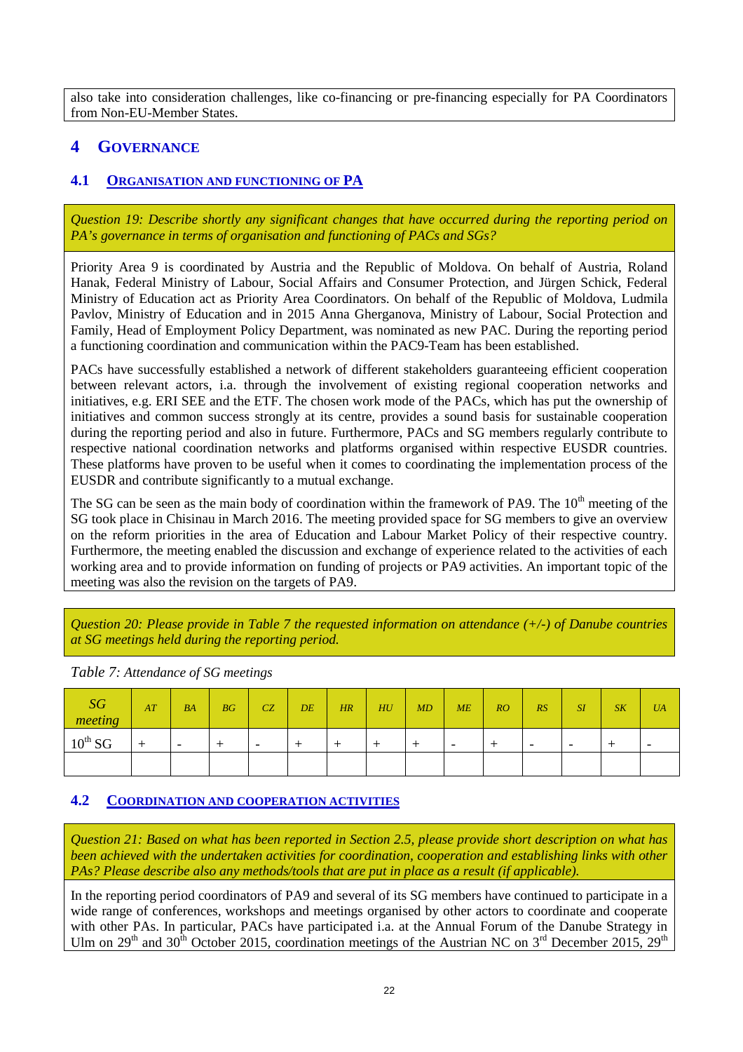also take into consideration challenges, like co-financing or pre-financing especially for PA Coordinators from Non-EU-Member States.

# 4 GOVERNANCE

## 4.1 ORGANISATION AND FUNCTIONING OF PA

*Question 19: Describe shortly any significant changes that have occurred during the reporting period on PA's governance in terms of organisation and functioning of PACs and SGs?*

Priority Area 9 is coordinated by Austria and the Republic of Moldova. On behalf of Austria, Roland Hanak, Federal Ministry of Labour, Social Affairs and Consumer Protection, and Jürgen Schick, Federal Ministry of Education act as Priority Area Coordinators. On behalf of the Republic of Moldova, Ludmila Pavlov, Ministry of Education and in 2015 Anna Gherganova, Ministry of Labour, Social Protection and Family, Head of Employment Policy Department, was nominated as new PAC. During the reporting period a functioning coordination and communication within the PAC9-Team has been established.

PACs have successfully established a network of different stakeholders guaranteeing efficient cooperation between relevant actors, i.a. through the involvement of existing regional cooperation networks and initiatives, e.g. ERI SEE and the ETF. The chosen work mode of the PACs, which has put the ownership of initiatives and common success strongly at its centre, provides a sound basis for sustainable cooperation during the reporting period and also in future. Furthermore, PACs and SG members regularly contribute to respective national coordination networks and platforms organised within respective EUSDR countries. These platforms have proven to be useful when it comes to coordinating the implementation process of the EUSDR and contribute significantly to a mutual exchange.

The SG can be seen as the main body of coordination within the framework of PA9. The 10th meeting of the SG took place in Chisinau in March 2016. The meeting provided space for SG members to give an overview on the reform priorities in the area of Education and Labour Market Policy of their respective country. Furthermore, the meeting enabled the discussion and exchange of experience related to the activities of each working area and to provide information on funding of projects or PA9 activities. An important topic of the meeting was also the revision on the targets of PA9.

*Question 20: Please provide in Table 7 the requested information on attendance (+/-) of Danube countries at SG meetings held during the reporting period.*

*Table 7: Attendance of SG meetings*

| *SG meeting* | *AT* | *BA* | *BG* | *CZ* | *DE* | *HR* | *HU* | *MD* | *ME* | *RO* | *RS* | *SI* | *SK* | *UA* |
|---|---|---|---|---|---|---|---|---|---|---|---|---|---|---|
| 10th SG | + | - | + | - | + | + | + | + | - | + | - | - | + | - |
| | | | | | | | | | | | | | | |

## 4.2 COORDINATION AND COOPERATION ACTIVITIES

*Question 21: Based on what has been reported in Section 2.5, please provide short description on what has been achieved with the undertaken activities for coordination, cooperation and establishing links with other PAs? Please describe also any methods/tools that are put in place as a result (if applicable).*

In the reporting period coordinators of PA9 and several of its SG members have continued to participate in a wide range of conferences, workshops and meetings organised by other actors to coordinate and cooperate with other PAs. In particular, PACs have participated i.a. at the Annual Forum of the Danube Strategy in Ulm on 29th and 30th October 2015, coordination meetings of the Austrian NC on 3rd December 2015, 29th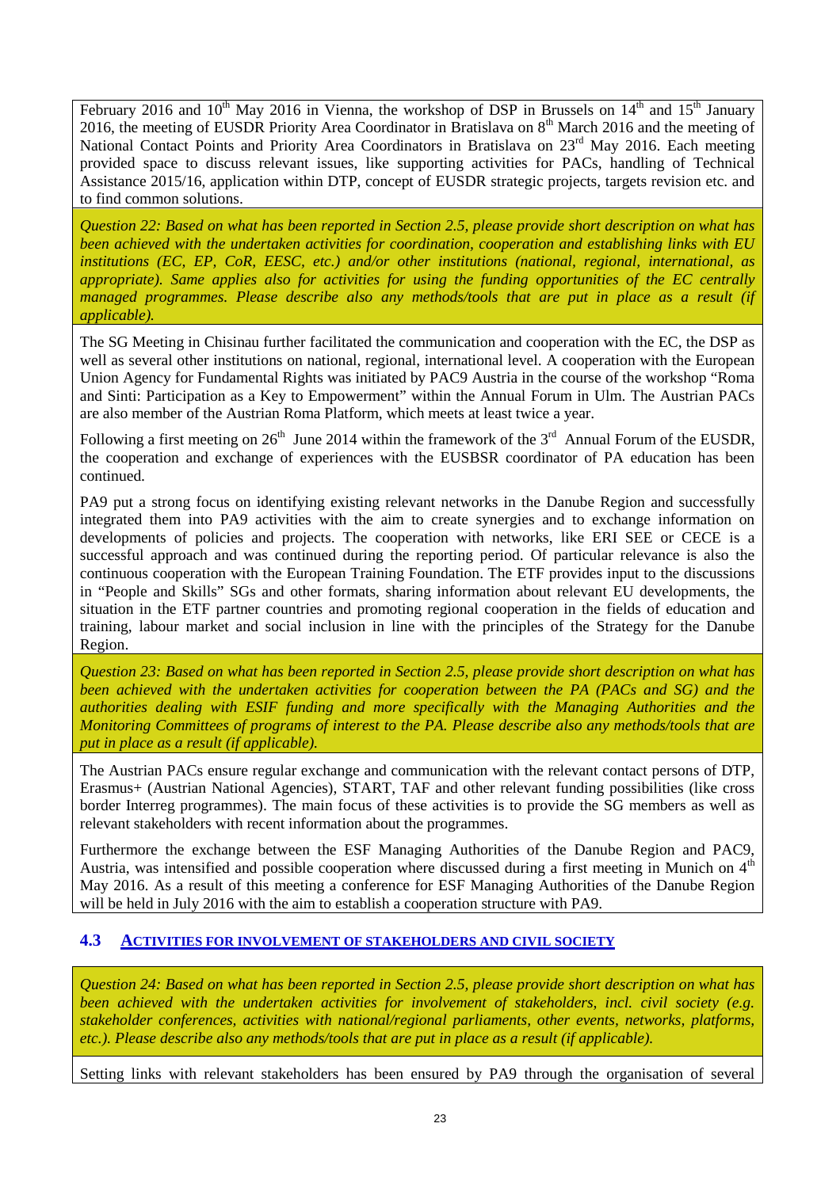February 2016 and 10th May 2016 in Vienna, the workshop of DSP in Brussels on 14th and 15th January 2016, the meeting of EUSDR Priority Area Coordinator in Bratislava on 8th March 2016 and the meeting of National Contact Points and Priority Area Coordinators in Bratislava on 23rd May 2016. Each meeting provided space to discuss relevant issues, like supporting activities for PACs, handling of Technical Assistance 2015/16, application within DTP, concept of EUSDR strategic projects, targets revision etc. and to find common solutions.

*Question 22: Based on what has been reported in Section 2.5, please provide short description on what has been achieved with the undertaken activities for coordination, cooperation and establishing links with EU institutions (EC, EP, CoR, EESC, etc.) and/or other institutions (national, regional, international, as appropriate). Same applies also for activities for using the funding opportunities of the EC centrally managed programmes. Please describe also any methods/tools that are put in place as a result (if applicable).*

The SG Meeting in Chisinau further facilitated the communication and cooperation with the EC, the DSP as well as several other institutions on national, regional, international level. A cooperation with the European Union Agency for Fundamental Rights was initiated by PAC9 Austria in the course of the workshop "Roma and Sinti: Participation as a Key to Empowerment" within the Annual Forum in Ulm. The Austrian PACs are also member of the Austrian Roma Platform, which meets at least twice a year.

Following a first meeting on 26th June 2014 within the framework of the 3rd Annual Forum of the EUSDR, the cooperation and exchange of experiences with the EUSBSR coordinator of PA education has been continued.

PA9 put a strong focus on identifying existing relevant networks in the Danube Region and successfully integrated them into PA9 activities with the aim to create synergies and to exchange information on developments of policies and projects. The cooperation with networks, like ERI SEE or CECE is a successful approach and was continued during the reporting period. Of particular relevance is also the continuous cooperation with the European Training Foundation. The ETF provides input to the discussions in "People and Skills" SGs and other formats, sharing information about relevant EU developments, the situation in the ETF partner countries and promoting regional cooperation in the fields of education and training, labour market and social inclusion in line with the principles of the Strategy for the Danube Region.

*Question 23: Based on what has been reported in Section 2.5, please provide short description on what has been achieved with the undertaken activities for cooperation between the PA (PACs and SG) and the authorities dealing with ESIF funding and more specifically with the Managing Authorities and the Monitoring Committees of programs of interest to the PA. Please describe also any methods/tools that are put in place as a result (if applicable).*

The Austrian PACs ensure regular exchange and communication with the relevant contact persons of DTP, Erasmus+ (Austrian National Agencies), START, TAF and other relevant funding possibilities (like cross border Interreg programmes). The main focus of these activities is to provide the SG members as well as relevant stakeholders with recent information about the programmes.

Furthermore the exchange between the ESF Managing Authorities of the Danube Region and PAC9, Austria, was intensified and possible cooperation where discussed during a first meeting in Munich on 4th May 2016. As a result of this meeting a conference for ESF Managing Authorities of the Danube Region will be held in July 2016 with the aim to establish a cooperation structure with PA9.

### 4.3 ACTIVITIES FOR INVOLVEMENT OF STAKEHOLDERS AND CIVIL SOCIETY

*Question 24: Based on what has been reported in Section 2.5, please provide short description on what has been achieved with the undertaken activities for involvement of stakeholders, incl. civil society (e.g. stakeholder conferences, activities with national/regional parliaments, other events, networks, platforms, etc.). Please describe also any methods/tools that are put in place as a result (if applicable).*

Setting links with relevant stakeholders has been ensured by PA9 through the organisation of several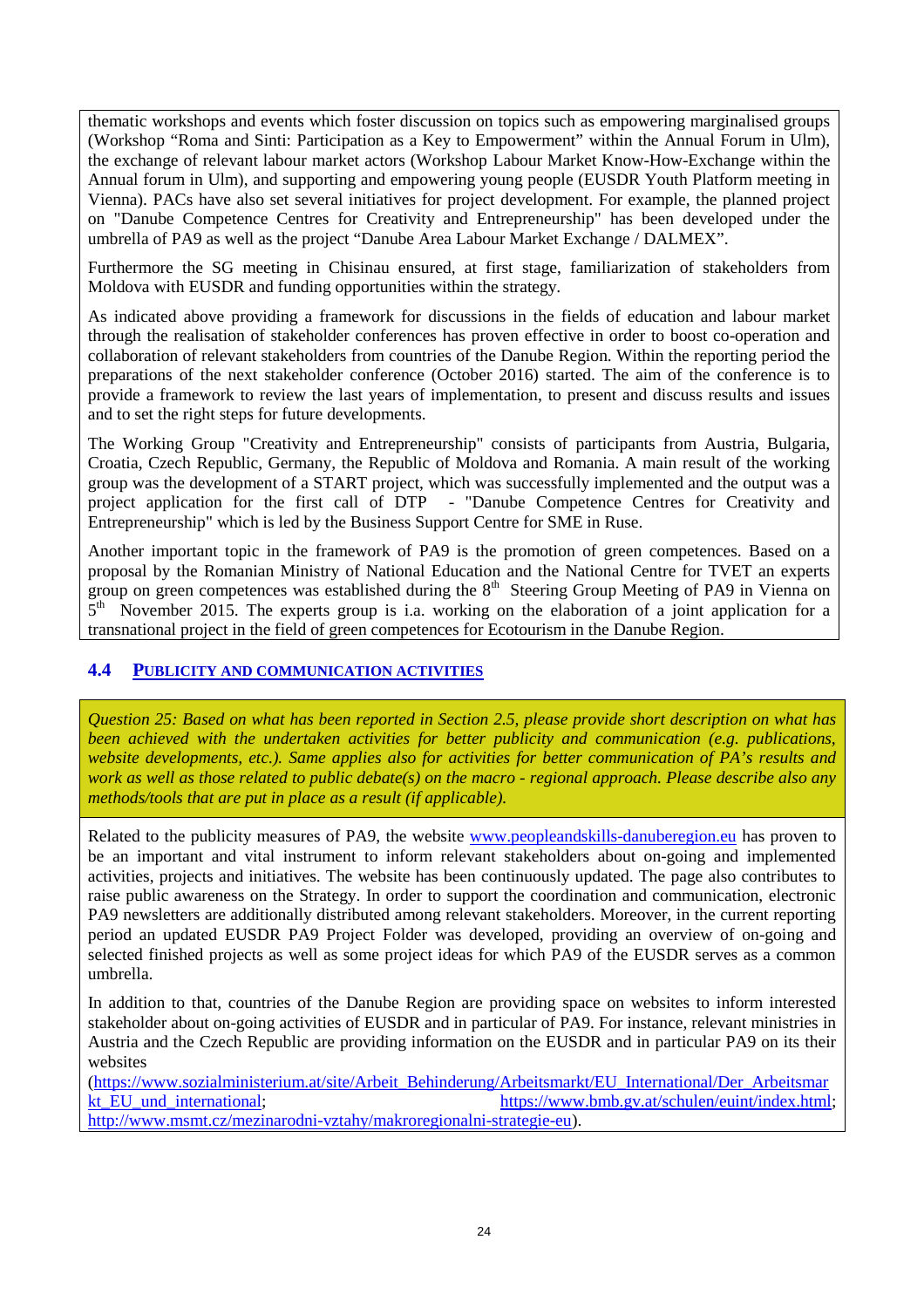thematic workshops and events which foster discussion on topics such as empowering marginalised groups (Workshop "Roma and Sinti: Participation as a Key to Empowerment" within the Annual Forum in Ulm), the exchange of relevant labour market actors (Workshop Labour Market Know-How-Exchange within the Annual forum in Ulm), and supporting and empowering young people (EUSDR Youth Platform meeting in Vienna). PACs have also set several initiatives for project development. For example, the planned project on "Danube Competence Centres for Creativity and Entrepreneurship" has been developed under the umbrella of PA9 as well as the project "Danube Area Labour Market Exchange / DALMEX".

Furthermore the SG meeting in Chisinau ensured, at first stage, familiarization of stakeholders from Moldova with EUSDR and funding opportunities within the strategy.

As indicated above providing a framework for discussions in the fields of education and labour market through the realisation of stakeholder conferences has proven effective in order to boost co-operation and collaboration of relevant stakeholders from countries of the Danube Region. Within the reporting period the preparations of the next stakeholder conference (October 2016) started. The aim of the conference is to provide a framework to review the last years of implementation, to present and discuss results and issues and to set the right steps for future developments.

The Working Group "Creativity and Entrepreneurship" consists of participants from Austria, Bulgaria, Croatia, Czech Republic, Germany, the Republic of Moldova and Romania. A main result of the working group was the development of a START project, which was successfully implemented and the output was a project application for the first call of DTP - "Danube Competence Centres for Creativity and Entrepreneurship" which is led by the Business Support Centre for SME in Ruse.

Another important topic in the framework of PA9 is the promotion of green competences. Based on a proposal by the Romanian Ministry of National Education and the National Centre for TVET an experts group on green competences was established during the 8th Steering Group Meeting of PA9 in Vienna on 5th November 2015. The experts group is i.a. working on the elaboration of a joint application for a transnational project in the field of green competences for Ecotourism in the Danube Region.

### 4.4 PUBLICITY AND COMMUNICATION ACTIVITIES

*Question 25: Based on what has been reported in Section 2.5, please provide short description on what has been achieved with the undertaken activities for better publicity and communication (e.g. publications, website developments, etc.). Same applies also for activities for better communication of PA's results and work as well as those related to public debate(s) on the macro - regional approach. Please describe also any methods/tools that are put in place as a result (if applicable).*

Related to the publicity measures of PA9, the website www.peopleandskills-danuberegion.eu has proven to be an important and vital instrument to inform relevant stakeholders about on-going and implemented activities, projects and initiatives. The website has been continuously updated. The page also contributes to raise public awareness on the Strategy. In order to support the coordination and communication, electronic PA9 newsletters are additionally distributed among relevant stakeholders. Moreover, in the current reporting period an updated EUSDR PA9 Project Folder was developed, providing an overview of on-going and selected finished projects as well as some project ideas for which PA9 of the EUSDR serves as a common umbrella.

In addition to that, countries of the Danube Region are providing space on websites to inform interested stakeholder about on-going activities of EUSDR and in particular of PA9. For instance, relevant ministries in Austria and the Czech Republic are providing information on the EUSDR and in particular PA9 on its their websites (https://www.sozialministerium.at/site/Arbeit_Behinderung/Arbeitsmarkt/EU_International/Der_Arbeitsmarkt_EU_und_international; https://www.bmb.gv.at/schulen/euint/index.html; http://www.msmt.cz/mezinarodni-vztahy/makroregionalni-strategie-eu).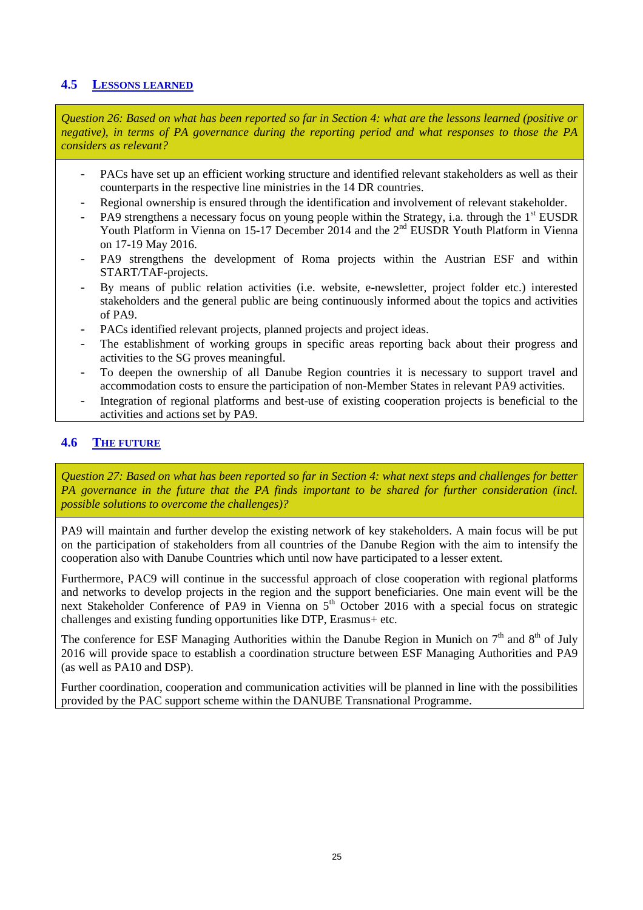## 4.5 LESSONS LEARNED

*Question 26: Based on what has been reported so far in Section 4: what are the lessons learned (positive or negative), in terms of PA governance during the reporting period and what responses to those the PA considers as relevant?*

- PACs have set up an efficient working structure and identified relevant stakeholders as well as their counterparts in the respective line ministries in the 14 DR countries.
- Regional ownership is ensured through the identification and involvement of relevant stakeholder.
- PA9 strengthens a necessary focus on young people within the Strategy, i.a. through the 1st EUSDR Youth Platform in Vienna on 15-17 December 2014 and the 2nd EUSDR Youth Platform in Vienna on 17-19 May 2016.
- PA9 strengthens the development of Roma projects within the Austrian ESF and within START/TAF-projects.
- By means of public relation activities (i.e. website, e-newsletter, project folder etc.) interested stakeholders and the general public are being continuously informed about the topics and activities of PA9.
- PACs identified relevant projects, planned projects and project ideas.
- The establishment of working groups in specific areas reporting back about their progress and activities to the SG proves meaningful.
- To deepen the ownership of all Danube Region countries it is necessary to support travel and accommodation costs to ensure the participation of non-Member States in relevant PA9 activities.
- Integration of regional platforms and best-use of existing cooperation projects is beneficial to the activities and actions set by PA9.

## 4.6 THE FUTURE

*Question 27: Based on what has been reported so far in Section 4: what next steps and challenges for better PA governance in the future that the PA finds important to be shared for further consideration (incl. possible solutions to overcome the challenges)?*

PA9 will maintain and further develop the existing network of key stakeholders. A main focus will be put on the participation of stakeholders from all countries of the Danube Region with the aim to intensify the cooperation also with Danube Countries which until now have participated to a lesser extent.

Furthermore, PAC9 will continue in the successful approach of close cooperation with regional platforms and networks to develop projects in the region and the support beneficiaries. One main event will be the next Stakeholder Conference of PA9 in Vienna on 5th October 2016 with a special focus on strategic challenges and existing funding opportunities like DTP, Erasmus+ etc.

The conference for ESF Managing Authorities within the Danube Region in Munich on 7th and 8th of July 2016 will provide space to establish a coordination structure between ESF Managing Authorities and PA9 (as well as PA10 and DSP).

Further coordination, cooperation and communication activities will be planned in line with the possibilities provided by the PAC support scheme within the DANUBE Transnational Programme.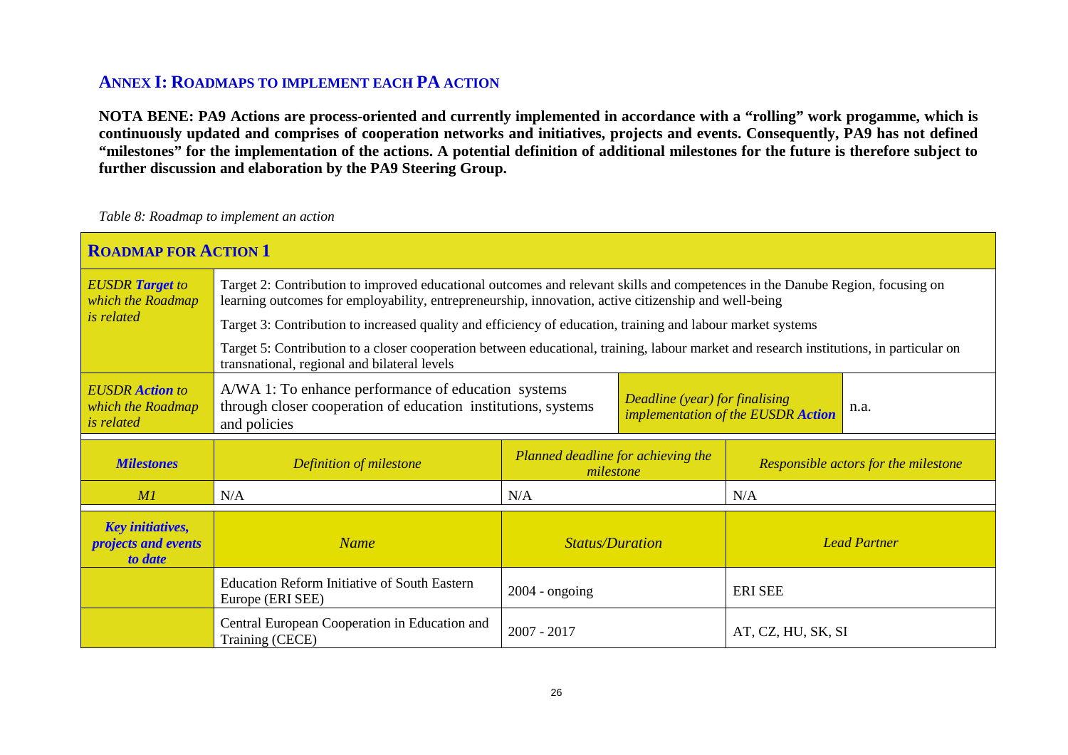## ANNEX I: ROADMAPS TO IMPLEMENT EACH PA ACTION

**NOTA BENE: PA9 Actions are process-oriented and currently implemented in accordance with a "rolling" work progamme, which is continuously updated and comprises of cooperation networks and initiatives, projects and events. Consequently, PA9 has not defined "milestones" for the implementation of the actions. A potential definition of additional milestones for the future is therefore subject to further discussion and elaboration by the PA9 Steering Group.**

*Table 8: Roadmap to implement an action*

| **ROADMAP FOR ACTION 1** | | | |
|---|---|---|---|
| *EUSDR **Target** to which the Roadmap is related* | Target 2: Contribution to improved educational outcomes and relevant skills and competences in the Danube Region, focusing on learning outcomes for employability, entrepreneurship, innovation, active citizenship and well-being<br>Target 3: Contribution to increased quality and efficiency of education, training and labour market systems<br>Target 5: Contribution to a closer cooperation between educational, training, labour market and research institutions, in particular on transnational, regional and bilateral levels | | |
| *EUSDR **Action** to which the Roadmap is related* | A/WA 1: To enhance performance of education systems through closer cooperation of education institutions, systems and policies | *Deadline (year) for finalising implementation of the EUSDR **Action*** | n.a. |
| ***Milestones*** | *Definition of milestone* | *Planned deadline for achieving the milestone* | *Responsible actors for the milestone* |
| *M1* | N/A | N/A | N/A |
| ***Key initiatives, projects and events to date*** | *Name* | *Status/Duration* | *Lead Partner* |
| | Education Reform Initiative of South Eastern Europe (ERI SEE) | 2004 - ongoing | ERI SEE |
| | Central European Cooperation in Education and Training (CECE) | 2007 - 2017 | AT, CZ, HU, SK, SI |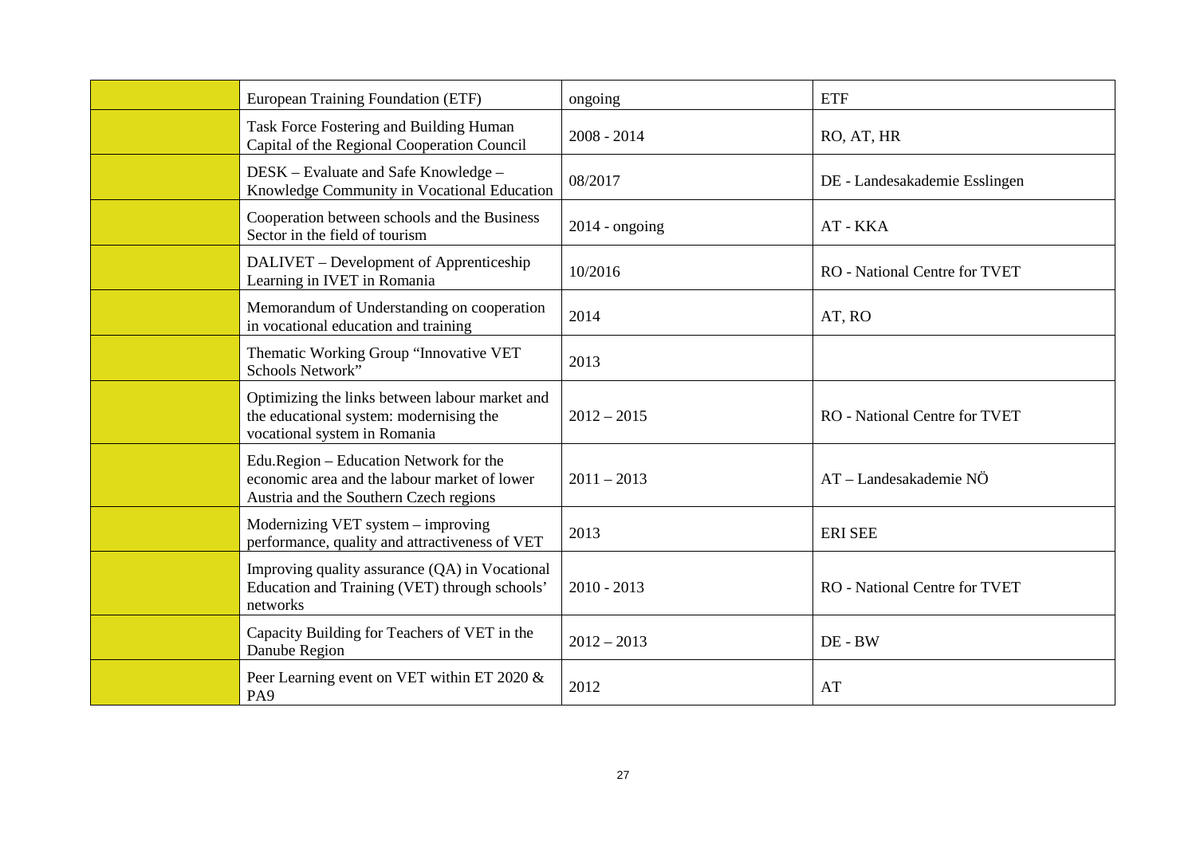| | | | |
|---|---|---|---|
| | European Training Foundation (ETF) | ongoing | ETF |
| | Task Force Fostering and Building Human Capital of the Regional Cooperation Council | 2008 - 2014 | RO, AT, HR |
| | DESK – Evaluate and Safe Knowledge – Knowledge Community in Vocational Education | 08/2017 | DE - Landesakademie Esslingen |
| | Cooperation between schools and the Business Sector in the field of tourism | 2014 - ongoing | AT - KKA |
| | DALIVET – Development of Apprenticeship Learning in IVET in Romania | 10/2016 | RO - National Centre for TVET |
| | Memorandum of Understanding on cooperation in vocational education and training | 2014 | AT, RO |
| | Thematic Working Group "Innovative VET Schools Network" | 2013 | |
| | Optimizing the links between labour market and the educational system: modernising the vocational system in Romania | 2012 – 2015 | RO - National Centre for TVET |
| | Edu.Region – Education Network for the economic area and the labour market of lower Austria and the Southern Czech regions | 2011 – 2013 | AT – Landesakademie NÖ |
| | Modernizing VET system – improving performance, quality and attractiveness of VET | 2013 | ERI SEE |
| | Improving quality assurance (QA) in Vocational Education and Training (VET) through schools' networks | 2010 - 2013 | RO - National Centre for TVET |
| | Capacity Building for Teachers of VET in the Danube Region | 2012 – 2013 | DE - BW |
| | Peer Learning event on VET within ET 2020 & PA9 | 2012 | AT |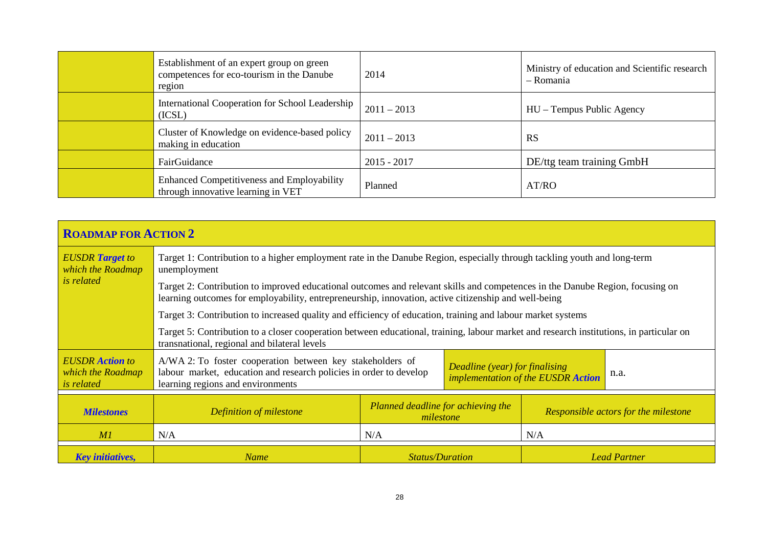| | Name | Status/Duration | Lead Partner |
|---|---|---|---|
| | Establishment of an expert group on green competences for eco-tourism in the Danube region | 2014 | Ministry of education and Scientific research – Romania |
| | International Cooperation for School Leadership (ICSL) | 2011 – 2013 | HU – Tempus Public Agency |
| | Cluster of Knowledge on evidence-based policy making in education | 2011 – 2013 | RS |
| | FairGuidance | 2015 - 2017 | DE/ttg team training GmbH |
| | Enhanced Competitiveness and Employability through innovative learning in VET | Planned | AT/RO |

## ROADMAP FOR ACTION 2

| | | | | |
|---|---|---|---|---|
| *EUSDR **Target** to which the Roadmap is related* | Target 1: Contribution to a higher employment rate in the Danube Region, especially through tackling youth and long-term unemployment<br><br>Target 2: Contribution to improved educational outcomes and relevant skills and competences in the Danube Region, focusing on learning outcomes for employability, entrepreneurship, innovation, active citizenship and well-being<br><br>Target 3: Contribution to increased quality and efficiency of education, training and labour market systems<br><br>Target 5: Contribution to a closer cooperation between educational, training, labour market and research institutions, in particular on transnational, regional and bilateral levels | | | |
| *EUSDR **Action** to which the Roadmap is related* | A/WA 2: To foster cooperation between key stakeholders of labour market, education and research policies in order to develop learning regions and environments | | *Deadline (year) for finalising implementation of the EUSDR **Action*** | n.a. |

| ***Milestones*** | *Definition of milestone* | *Planned deadline for achieving the milestone* | *Responsible actors for the milestone* |
|---|---|---|---|
| *M1* | N/A | N/A | N/A |

| ***Key initiatives,*** | *Name* | *Status/Duration* | *Lead Partner* |
|---|---|---|---|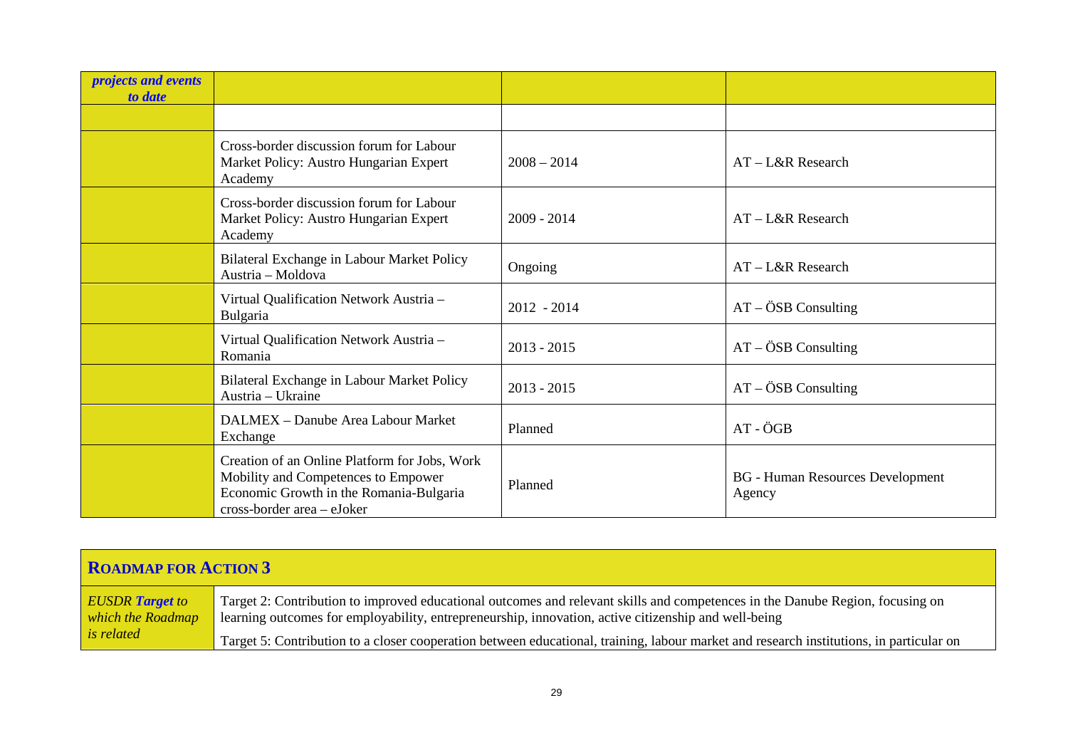| *projects and events to date* | | | |
|---|---|---|---|
| | | | |
| | Cross-border discussion forum for Labour Market Policy: Austro Hungarian Expert Academy | 2008 – 2014 | AT – L&R Research |
| | Cross-border discussion forum for Labour Market Policy: Austro Hungarian Expert Academy | 2009 - 2014 | AT – L&R Research |
| | Bilateral Exchange in Labour Market Policy Austria – Moldova | Ongoing | AT – L&R Research |
| | Virtual Qualification Network Austria – Bulgaria | 2012 - 2014 | AT – ÖSB Consulting |
| | Virtual Qualification Network Austria – Romania | 2013 - 2015 | AT – ÖSB Consulting |
| | Bilateral Exchange in Labour Market Policy Austria – Ukraine | 2013 - 2015 | AT – ÖSB Consulting |
| | DALMEX – Danube Area Labour Market Exchange | Planned | AT - ÖGB |
| | Creation of an Online Platform for Jobs, Work Mobility and Competences to Empower Economic Growth in the Romania-Bulgaria cross-border area – eJoker | Planned | BG - Human Resources Development Agency |

| **ROADMAP FOR ACTION 3** | |
|---|---|
| *EUSDR **Target** to which the Roadmap is related* | Target 2: Contribution to improved educational outcomes and relevant skills and competences in the Danube Region, focusing on learning outcomes for employability, entrepreneurship, innovation, active citizenship and well-being<br><br>Target 5: Contribution to a closer cooperation between educational, training, labour market and research institutions, in particular on |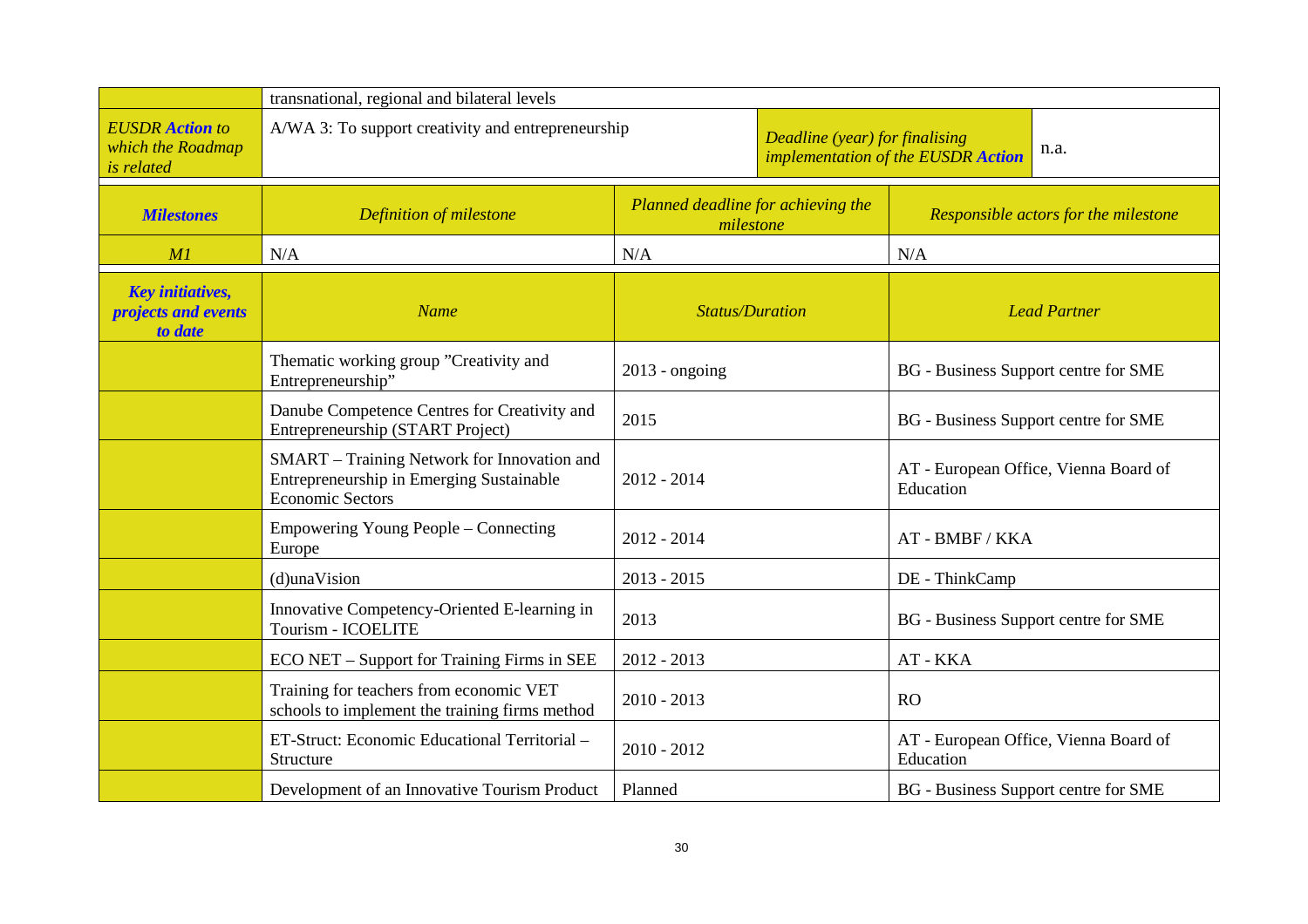| | transnational, regional and bilateral levels | | |
|---|---|---|---|
| *EUSDR **Action** to which the Roadmap is related* | A/WA 3: To support creativity and entrepreneurship | *Deadline (year) for finalising implementation of the EUSDR **Action*** | n.a. |

| ***Milestones*** | *Definition of milestone* | *Planned deadline for achieving the milestone* | *Responsible actors for the milestone* |
|---|---|---|---|
| *M1* | N/A | N/A | N/A |

| ***Key initiatives, projects and events to date*** | *Name* | *Status/Duration* | *Lead Partner* |
|---|---|---|---|
| | Thematic working group "Creativity and Entrepreneurship" | 2013 - ongoing | BG - Business Support centre for SME |
| | Danube Competence Centres for Creativity and Entrepreneurship (START Project) | 2015 | BG - Business Support centre for SME |
| | SMART – Training Network for Innovation and Entrepreneurship in Emerging Sustainable Economic Sectors | 2012 - 2014 | AT - European Office, Vienna Board of Education |
| | Empowering Young People – Connecting Europe | 2012 - 2014 | AT - BMBF / KKA |
| | (d)unaVision | 2013 - 2015 | DE - ThinkCamp |
| | Innovative Competency-Oriented E-learning in Tourism - ICOELITE | 2013 | BG - Business Support centre for SME |
| | ECO NET – Support for Training Firms in SEE | 2012 - 2013 | AT - KKA |
| | Training for teachers from economic VET schools to implement the training firms method | 2010 - 2013 | RO |
| | ET-Struct: Economic Educational Territorial – Structure | 2010 - 2012 | AT - European Office, Vienna Board of Education |
| | Development of an Innovative Tourism Product | Planned | BG - Business Support centre for SME |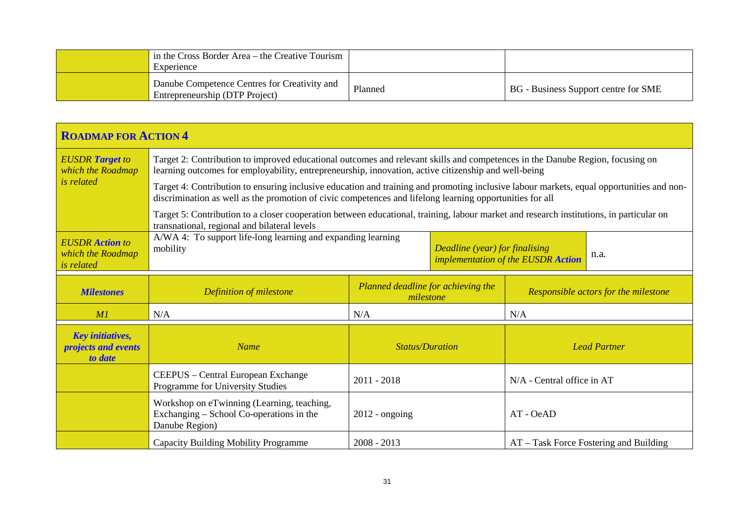| | Name | Status/Duration | Lead Partner |
|---|---|---|---|
| | in the Cross Border Area – the Creative Tourism Experience | | |
| | Danube Competence Centres for Creativity and Entrepreneurship (DTP Project) | Planned | BG - Business Support centre for SME |

## ROADMAP FOR ACTION 4

| | | | |
|---|---|---|---|
| *EUSDR **Target** to which the Roadmap is related* | Target 2: Contribution to improved educational outcomes and relevant skills and competences in the Danube Region, focusing on learning outcomes for employability, entrepreneurship, innovation, active citizenship and well-being<br><br>Target 4: Contribution to ensuring inclusive education and training and promoting inclusive labour markets, equal opportunities and non-discrimination as well as the promotion of civic competences and lifelong learning opportunities for all<br><br>Target 5: Contribution to a closer cooperation between educational, training, labour market and research institutions, in particular on transnational, regional and bilateral levels | | |
| *EUSDR **Action** to which the Roadmap is related* | A/WA 4: To support life-long learning and expanding learning mobility | *Deadline (year) for finalising implementation of the EUSDR **Action*** | n.a. |

| ***Milestones*** | *Definition of milestone* | *Planned deadline for achieving the milestone* | *Responsible actors for the milestone* |
|---|---|---|---|
| *M1* | N/A | N/A | N/A |

| ***Key initiatives, projects and events to date*** | *Name* | *Status/Duration* | *Lead Partner* |
|---|---|---|---|
| | CEEPUS – Central European Exchange Programme for University Studies | 2011 - 2018 | N/A - Central office in AT |
| | Workshop on eTwinning (Learning, teaching, Exchanging – School Co-operations in the Danube Region) | 2012 - ongoing | AT - OeAD |
| | Capacity Building Mobility Programme | 2008 - 2013 | AT – Task Force Fostering and Building |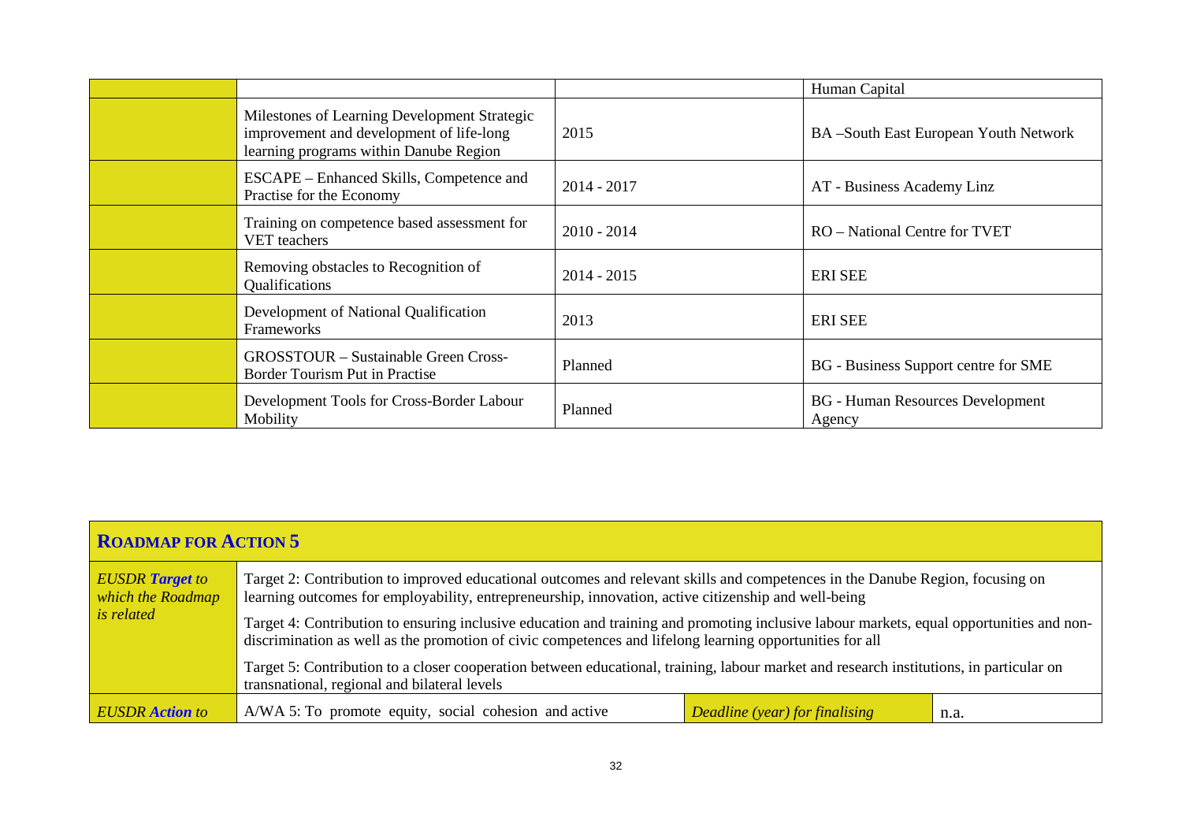| | | | |
|---|---|---|---|
| | | | Human Capital |
| | Milestones of Learning Development Strategic improvement and development of life-long learning programs within Danube Region | 2015 | BA –South East European Youth Network |
| | ESCAPE – Enhanced Skills, Competence and Practise for the Economy | 2014 - 2017 | AT - Business Academy Linz |
| | Training on competence based assessment for VET teachers | 2010 - 2014 | RO – National Centre for TVET |
| | Removing obstacles to Recognition of Qualifications | 2014 - 2015 | ERI SEE |
| | Development of National Qualification Frameworks | 2013 | ERI SEE |
| | GROSSTOUR – Sustainable Green Cross-Border Tourism Put in Practise | Planned | BG - Business Support centre for SME |
| | Development Tools for Cross-Border Labour Mobility | Planned | BG - Human Resources Development Agency |

| **ROADMAP FOR ACTION 5** | | | |
|---|---|---|---|
| *EUSDR **Target** to which the Roadmap is related* | Target 2: Contribution to improved educational outcomes and relevant skills and competences in the Danube Region, focusing on learning outcomes for employability, entrepreneurship, innovation, active citizenship and well-being<br><br>Target 4: Contribution to ensuring inclusive education and training and promoting inclusive labour markets, equal opportunities and non-discrimination as well as the promotion of civic competences and lifelong learning opportunities for all<br><br>Target 5: Contribution to a closer cooperation between educational, training, labour market and research institutions, in particular on transnational, regional and bilateral levels | | |
| *EUSDR **Action** to* | A/WA 5: To promote equity, social cohesion and active | *Deadline (year) for finalising* | n.a. |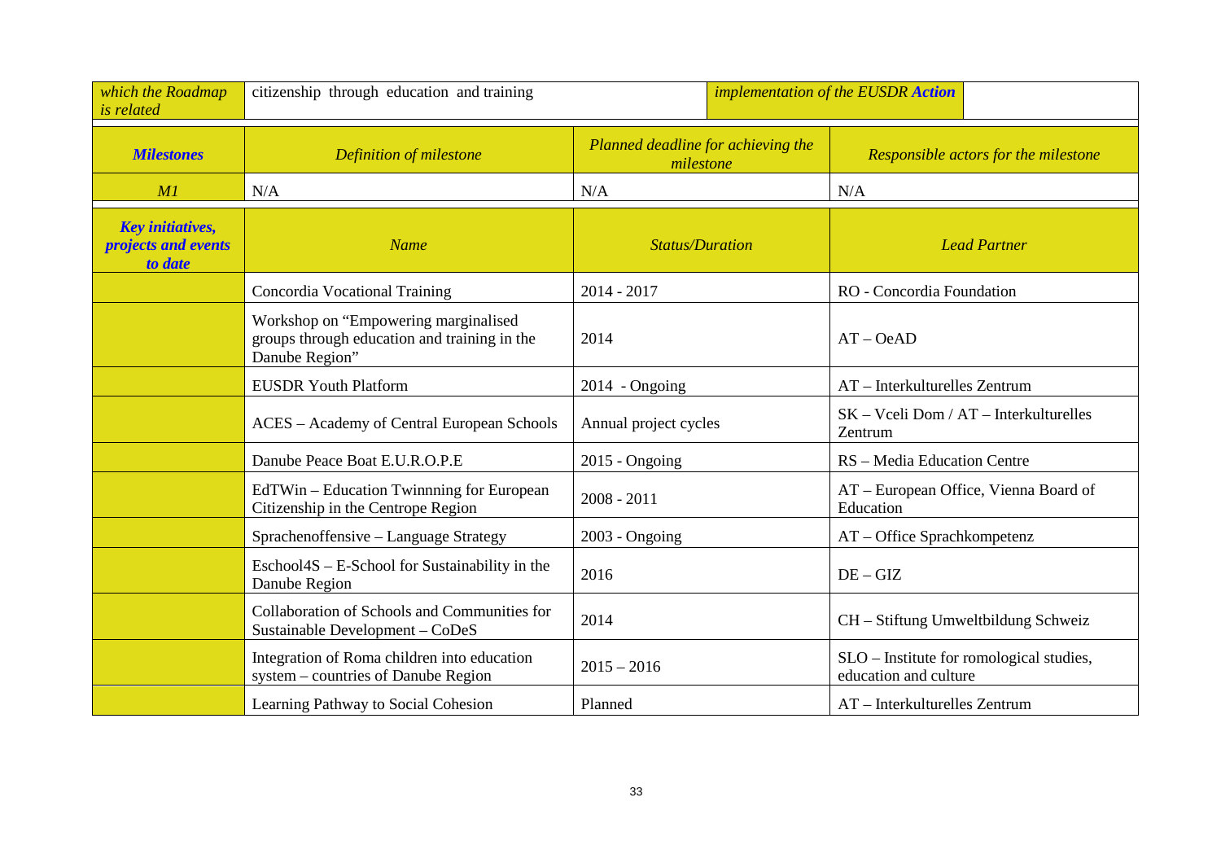| *which the Roadmap is related* | citizenship through education and training | | *implementation of the EUSDR **Action*** | |
|---|---|---|---|---|

| ***Milestones*** | *Definition of milestone* | *Planned deadline for achieving the milestone* | *Responsible actors for the milestone* |
|---|---|---|---|
| *M1* | N/A | N/A | N/A |

| ***Key initiatives, projects and events to date*** | *Name* | *Status/Duration* | *Lead Partner* |
|---|---|---|---|
| | Concordia Vocational Training | 2014 - 2017 | RO - Concordia Foundation |
| | Workshop on "Empowering marginalised groups through education and training in the Danube Region" | 2014 | AT – OeAD |
| | EUSDR Youth Platform | 2014 - Ongoing | AT – Interkulturelles Zentrum |
| | ACES – Academy of Central European Schools | Annual project cycles | SK – Vceli Dom / AT – Interkulturelles Zentrum |
| | Danube Peace Boat E.U.R.O.P.E | 2015 - Ongoing | RS – Media Education Centre |
| | EdTWin – Education Twinnning for European Citizenship in the Centrope Region | 2008 - 2011 | AT – European Office, Vienna Board of Education |
| | Sprachenoffensive – Language Strategy | 2003 - Ongoing | AT – Office Sprachkompetenz |
| | Eschool4S – E-School for Sustainability in the Danube Region | 2016 | DE – GIZ |
| | Collaboration of Schools and Communities for Sustainable Development – CoDeS | 2014 | CH – Stiftung Umweltbildung Schweiz |
| | Integration of Roma children into education system – countries of Danube Region | 2015 – 2016 | SLO – Institute for romological studies, education and culture |
| | Learning Pathway to Social Cohesion | Planned | AT – Interkulturelles Zentrum |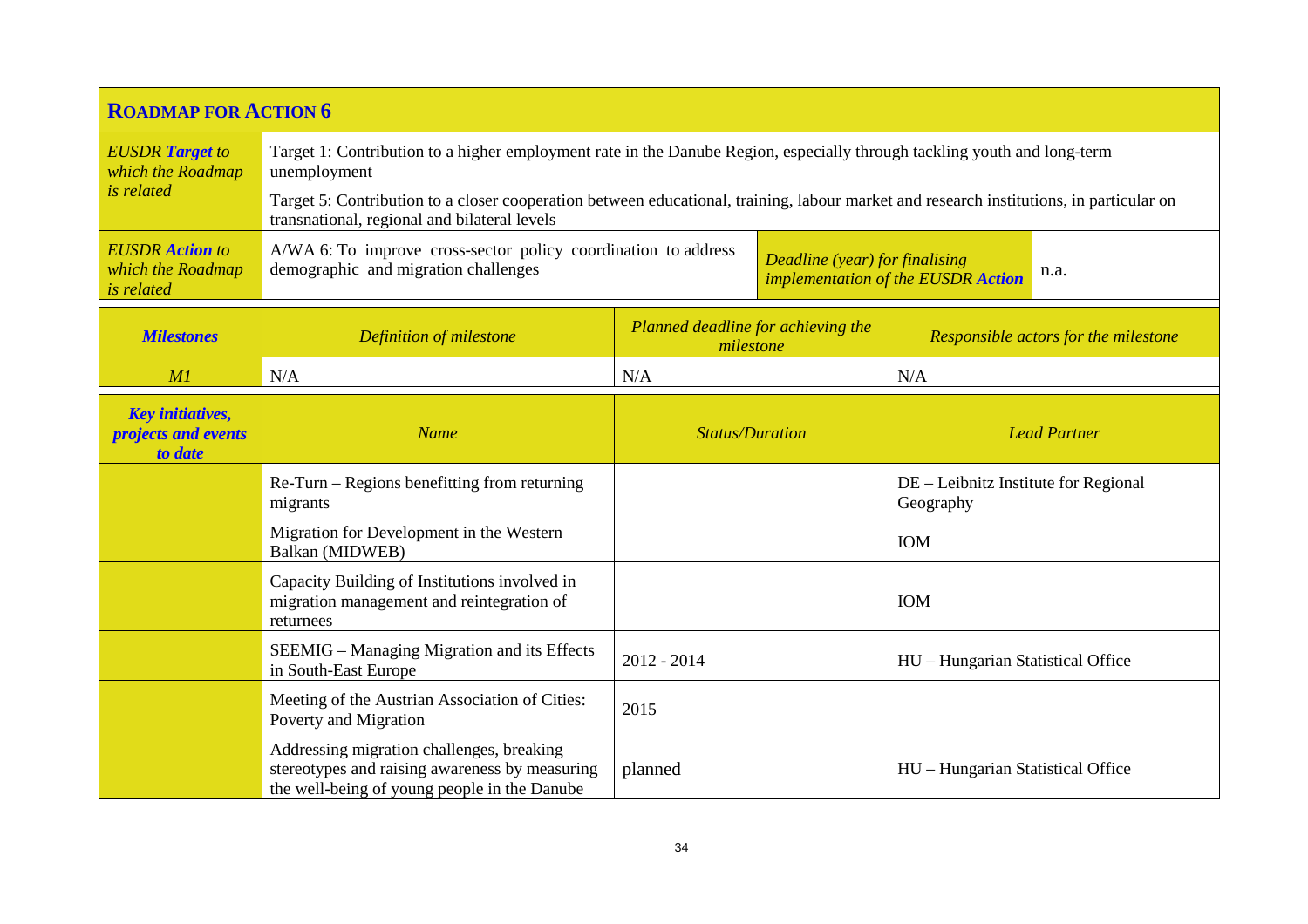## ROADMAP FOR ACTION 6

| *EUSDR **Target** to which the Roadmap is related* | Target 1: Contribution to a higher employment rate in the Danube Region, especially through tackling youth and long-term unemployment<br><br>Target 5: Contribution to a closer cooperation between educational, training, labour market and research institutions, in particular on transnational, regional and bilateral levels | | |
|---|---|---|---|
| *EUSDR **Action** to which the Roadmap is related* | A/WA 6: To improve cross-sector policy coordination to address demographic and migration challenges | *Deadline (year) for finalising implementation of the EUSDR **Action*** | n.a. |

| ***Milestones*** | *Definition of milestone* | *Planned deadline for achieving the milestone* | *Responsible actors for the milestone* |
|---|---|---|---|
| *M1* | N/A | N/A | N/A |

| ***Key initiatives, projects and events to date*** | *Name* | *Status/Duration* | *Lead Partner* |
|---|---|---|---|
| | Re-Turn – Regions benefitting from returning migrants | | DE – Leibnitz Institute for Regional Geography |
| | Migration for Development in the Western Balkan (MIDWEB) | | IOM |
| | Capacity Building of Institutions involved in migration management and reintegration of returnees | | IOM |
| | SEEMIG – Managing Migration and its Effects in South-East Europe | 2012 - 2014 | HU – Hungarian Statistical Office |
| | Meeting of the Austrian Association of Cities: Poverty and Migration | 2015 | |
| | Addressing migration challenges, breaking stereotypes and raising awareness by measuring the well-being of young people in the Danube | planned | HU – Hungarian Statistical Office |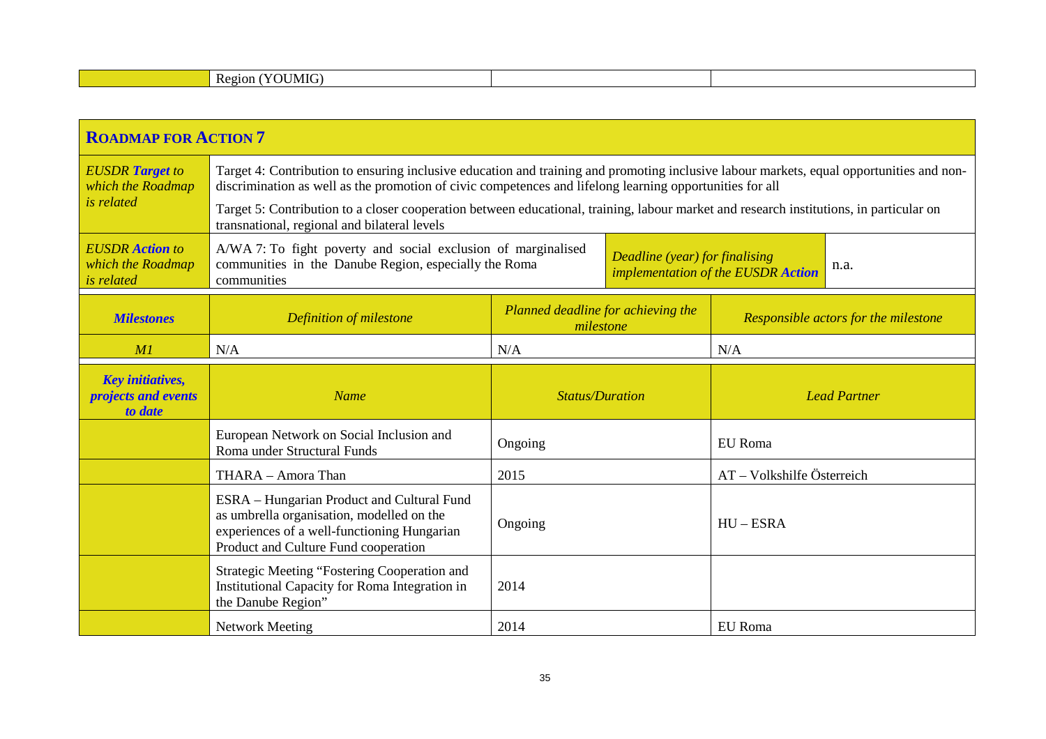| | Region (YOUMIG) | | |
|---|---|---|---|

| **ROADMAP FOR ACTION 7** | | | | |
|---|---|---|---|---|
| *EUSDR **Target** to which the Roadmap is related* | Target 4: Contribution to ensuring inclusive education and training and promoting inclusive labour markets, equal opportunities and non-discrimination as well as the promotion of civic competences and lifelong learning opportunities for all<br>Target 5: Contribution to a closer cooperation between educational, training, labour market and research institutions, in particular on transnational, regional and bilateral levels | | | |
| *EUSDR **Action** to which the Roadmap is related* | A/WA 7: To fight poverty and social exclusion of marginalised communities in the Danube Region, especially the Roma communities | | *Deadline (year) for finalising implementation of the EUSDR **Action*** | n.a. |

| ***Milestones*** | *Definition of milestone* | *Planned deadline for achieving the milestone* | *Responsible actors for the milestone* |
|---|---|---|---|
| *M1* | N/A | N/A | N/A |

| ***Key initiatives, projects and events to date*** | *Name* | *Status/Duration* | *Lead Partner* |
|---|---|---|---|
| | European Network on Social Inclusion and Roma under Structural Funds | Ongoing | EU Roma |
| | THARA – Amora Than | 2015 | AT – Volkshilfe Österreich |
| | ESRA – Hungarian Product and Cultural Fund as umbrella organisation, modelled on the experiences of a well-functioning Hungarian Product and Culture Fund cooperation | Ongoing | HU – ESRA |
| | Strategic Meeting “Fostering Cooperation and Institutional Capacity for Roma Integration in the Danube Region” | 2014 | |
| | Network Meeting | 2014 | EU Roma |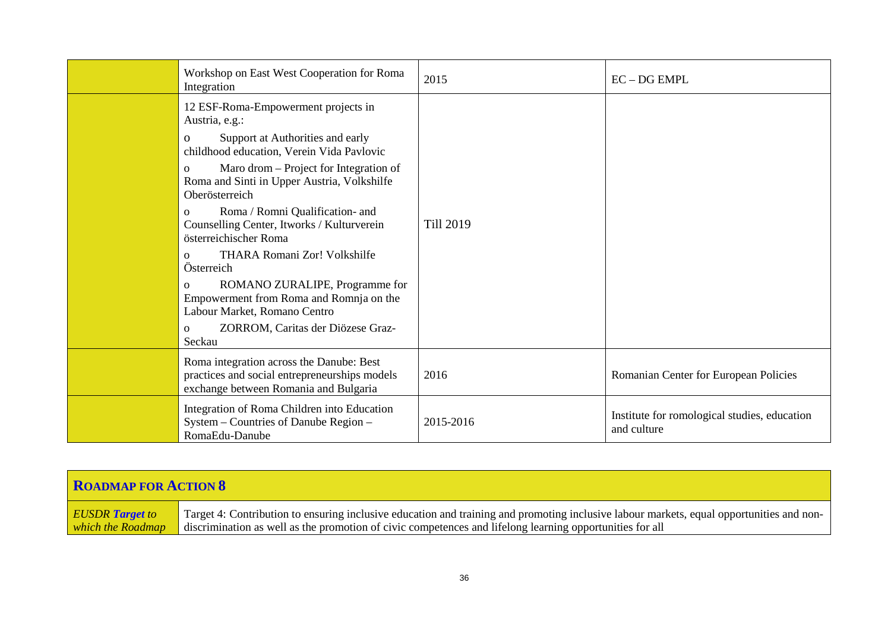| | | | |
|---|---|---|---|
| | Workshop on East West Cooperation for Roma Integration | 2015 | EC – DG EMPL |
| | 12 ESF-Roma-Empowerment projects in Austria, e.g.:<br>o Support at Authorities and early childhood education, Verein Vida Pavlovic<br>o Maro drom – Project for Integration of Roma and Sinti in Upper Austria, Volkshilfe Oberösterreich<br>o Roma / Romni Qualification- and Counselling Center, Itworks / Kulturverein österreichischer Roma<br>o THARA Romani Zor! Volkshilfe Österreich<br>o ROMANO ZURALIPE, Programme for Empowerment from Roma and Romnja on the Labour Market, Romano Centro<br>o ZORROM, Caritas der Diözese Graz-Seckau | Till 2019 | |
| | Roma integration across the Danube: Best practices and social entrepreneurships models exchange between Romania and Bulgaria | 2016 | Romanian Center for European Policies |
| | Integration of Roma Children into Education System – Countries of Danube Region – RomaEdu-Danube | 2015-2016 | Institute for romological studies, education and culture |

| **ROADMAP FOR ACTION 8** | |
|---|---|
| *EUSDR **Target** to which the Roadmap* | Target 4: Contribution to ensuring inclusive education and training and promoting inclusive labour markets, equal opportunities and non-discrimination as well as the promotion of civic competences and lifelong learning opportunities for all |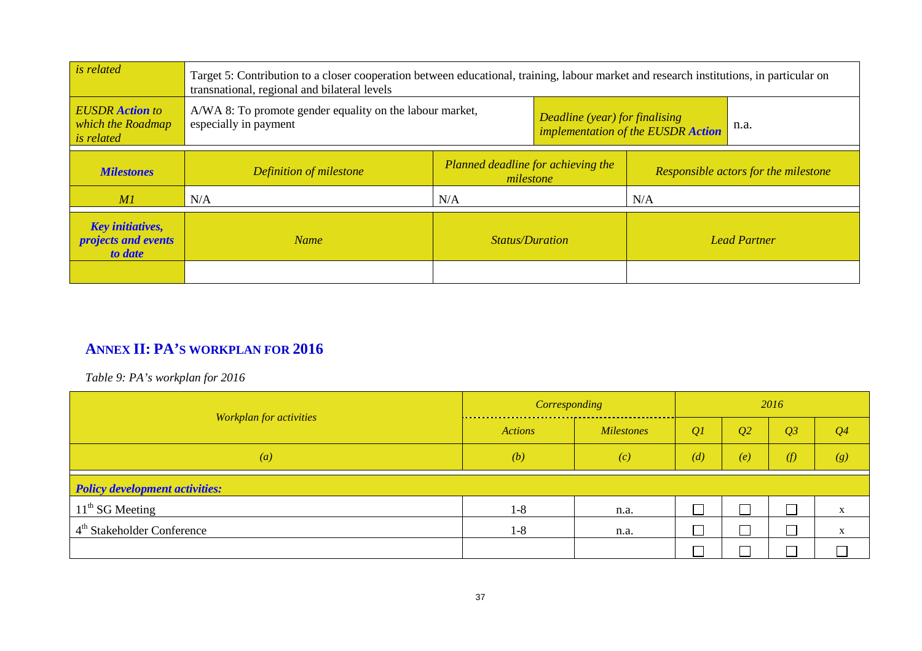| *is related* | Target 5: Contribution to a closer cooperation between educational, training, labour market and research institutions, in particular on transnational, regional and bilateral levels | | |
|---|---|---|---|
| ***EUSDR Action** to which the Roadmap is related* | A/WA 8: To promote gender equality on the labour market, especially in payment | *Deadline (year) for finalising implementation of the EUSDR **Action*** | n.a. |

| ***Milestones*** | *Definition of milestone* | *Planned deadline for achieving the milestone* | *Responsible actors for the milestone* |
|---|---|---|---|
| *M1* | N/A | N/A | N/A |

| ***Key initiatives, projects and events to date*** | *Name* | *Status/Duration* | *Lead Partner* |
|---|---|---|---|
| | | | |

## ANNEX II: PA'S WORKPLAN FOR 2016

*Table 9: PA's workplan for 2016*

| *Workplan for activities* | *Corresponding* | | *2016* | | | |
|---|---|---|---|---|---|---|
| | *Actions* | *Milestones* | *Q1* | *Q2* | *Q3* | *Q4* |
| *(a)* | *(b)* | *(c)* | *(d)* | *(e)* | *(f)* | *(g)* |
| ***Policy development activities:*** | | | | | | |
| 11th SG Meeting | 1-8 | n.a. | ☐ | ☐ | ☐ | x |
| 4th Stakeholder Conference | 1-8 | n.a. | ☐ | ☐ | ☐ | x |
| | | | ☐ | ☐ | ☐ | ☐ |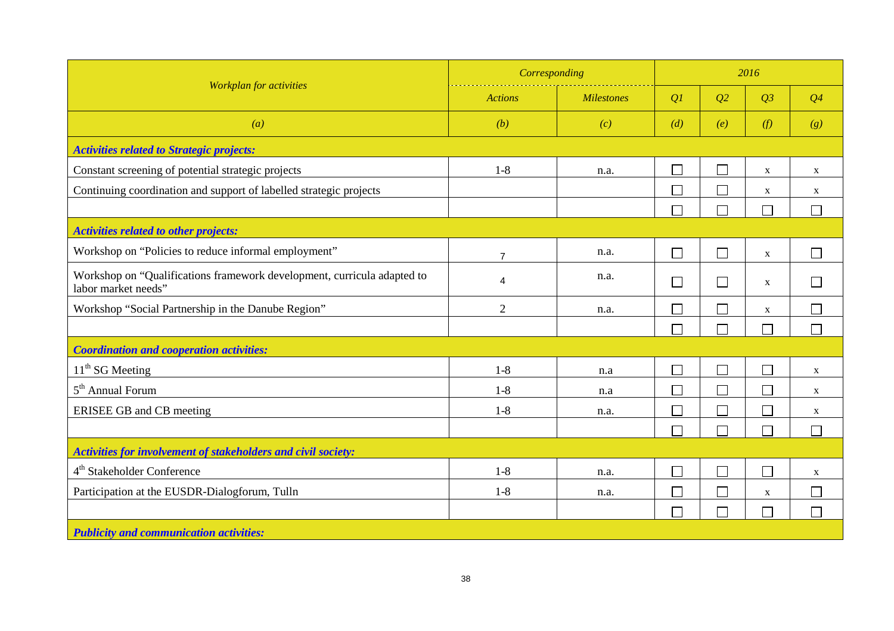| *Workplan for activities* | *Corresponding* | | *2016* | | | |
|---|---|---|---|---|---|---|
| | *Actions* | *Milestones* | *Q1* | *Q2* | *Q3* | *Q4* |
| *(a)* | *(b)* | *(c)* | *(d)* | *(e)* | *(f)* | *(g)* |
| ***Activities related to Strategic projects:*** | | | | | | |
| Constant screening of potential strategic projects | 1-8 | n.a. | ☐ | ☐ | x | x |
| Continuing coordination and support of labelled strategic projects | | | ☐ | ☐ | x | x |
| | | | ☐ | ☐ | ☐ | ☐ |
| ***Activities related to other projects:*** | | | | | | |
| Workshop on "Policies to reduce informal employment" | 7 | n.a. | ☐ | ☐ | x | ☐ |
| Workshop on "Qualifications framework development, curricula adapted to labor market needs" | 4 | n.a. | ☐ | ☐ | x | ☐ |
| Workshop "Social Partnership in the Danube Region" | 2 | n.a. | ☐ | ☐ | x | ☐ |
| | | | ☐ | ☐ | ☐ | ☐ |
| ***Coordination and cooperation activities:*** | | | | | | |
| 11th SG Meeting | 1-8 | n.a | ☐ | ☐ | ☐ | x |
| 5th Annual Forum | 1-8 | n.a | ☐ | ☐ | ☐ | x |
| ERISEE GB and CB meeting | 1-8 | n.a. | ☐ | ☐ | ☐ | x |
| | | | ☐ | ☐ | ☐ | ☐ |
| ***Activities for involvement of stakeholders and civil society:*** | | | | | | |
| 4th Stakeholder Conference | 1-8 | n.a. | ☐ | ☐ | ☐ | x |
| Participation at the EUSDR-Dialogforum, Tulln | 1-8 | n.a. | ☐ | ☐ | x | ☐ |
| | | | ☐ | ☐ | ☐ | ☐ |
| ***Publicity and communication activities:*** | | | | | | |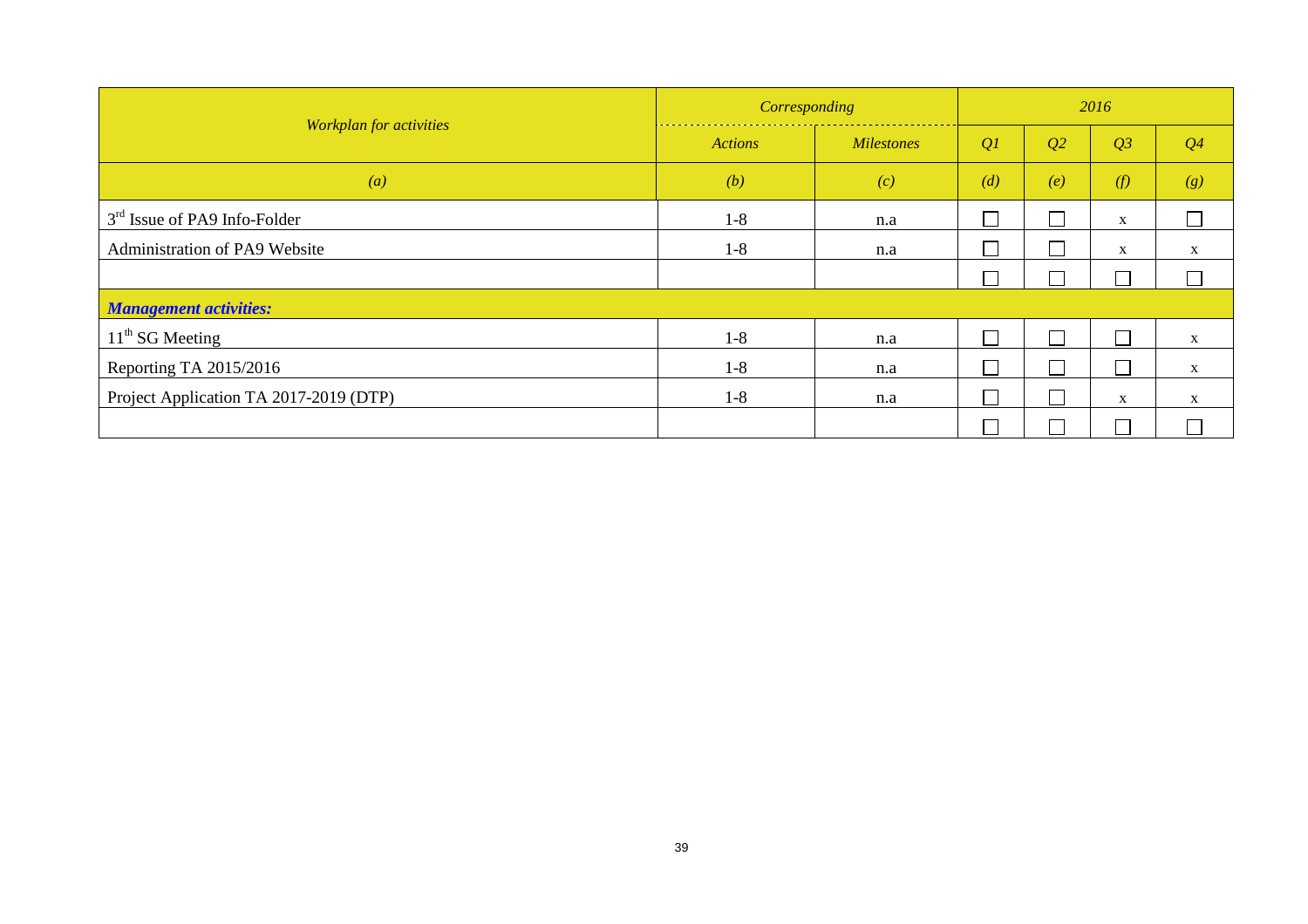| *Workplan for activities* | *Corresponding* | | *2016* | | | |
|---|---|---|---|---|---|---|
| | *Actions* | *Milestones* | *Q1* | *Q2* | *Q3* | *Q4* |
| *(a)* | *(b)* | *(c)* | *(d)* | *(e)* | *(f)* | *(g)* |
| 3rd Issue of PA9 Info-Folder | 1-8 | n.a | ☐ | ☐ | x | ☐ |
| Administration of PA9 Website | 1-8 | n.a | ☐ | ☐ | x | x |
| | | | ☐ | ☐ | ☐ | ☐ |
| ***Management activities:*** | | | | | | |
| 11th SG Meeting | 1-8 | n.a | ☐ | ☐ | ☐ | x |
| Reporting TA 2015/2016 | 1-8 | n.a | ☐ | ☐ | ☐ | x |
| Project Application TA 2017-2019 (DTP) | 1-8 | n.a | ☐ | ☐ | x | x |
| | | | ☐ | ☐ | ☐ | ☐ |